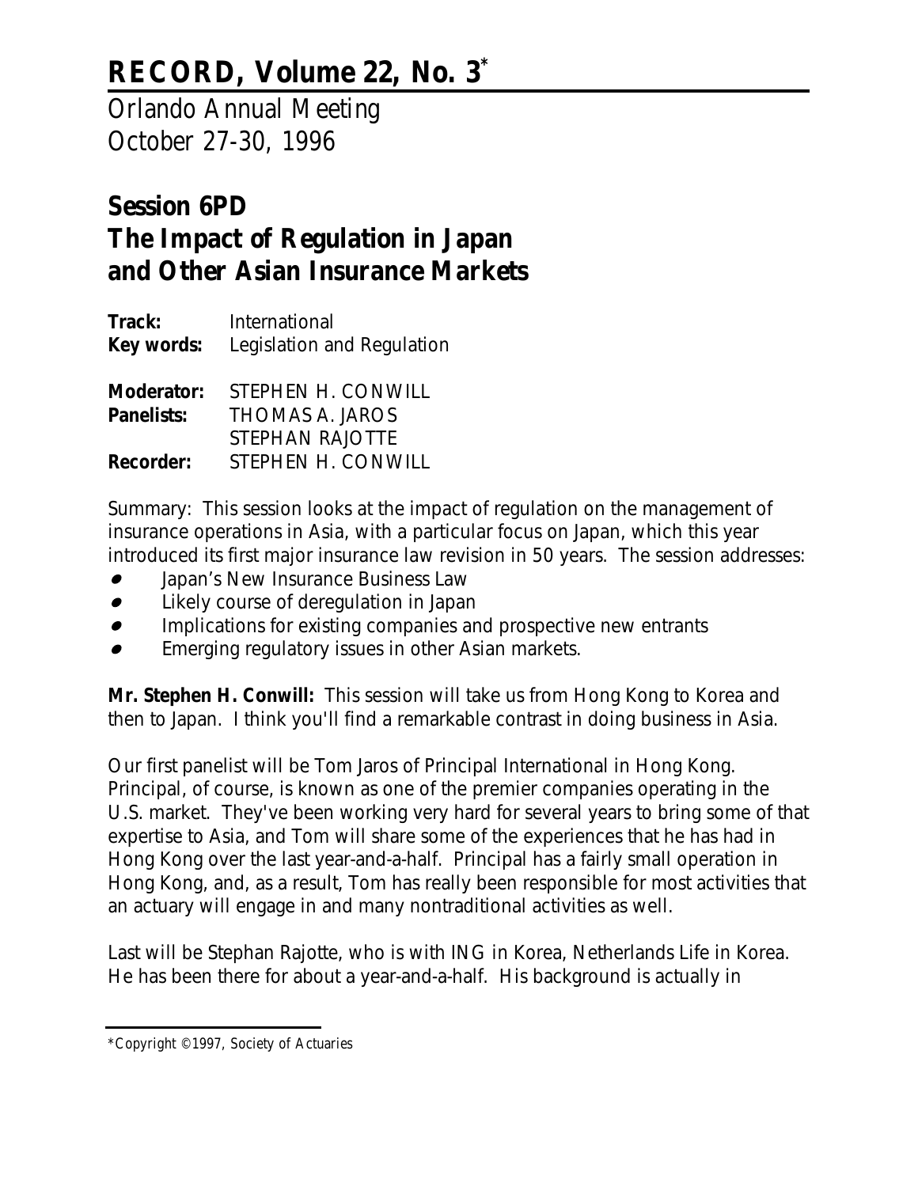# RECORD, Volume 22, No. 3*

Orlando Annual Meeting
October 27-30, 1996

## Session 6PD
## The Impact of Regulation in Japan and Other Asian Insurance Markets

**Track:** International
**Key words:** Legislation and Regulation

**Moderator:** STEPHEN H. CONWILL
**Panelists:** THOMAS A. JAROS
STEPHAN RAJOTTE
**Recorder:** STEPHEN H. CONWILL

Summary: This session looks at the impact of regulation on the management of insurance operations in Asia, with a particular focus on Japan, which this year introduced its first major insurance law revision in 50 years. The session addresses:

- Japan's New Insurance Business Law
- Likely course of deregulation in Japan
- Implications for existing companies and prospective new entrants
- Emerging regulatory issues in other Asian markets.

**Mr. Stephen H. Conwill:** This session will take us from Hong Kong to Korea and then to Japan. I think you'll find a remarkable contrast in doing business in Asia.

Our first panelist will be Tom Jaros of Principal International in Hong Kong. Principal, of course, is known as one of the premier companies operating in the U.S. market. They've been working very hard for several years to bring some of that expertise to Asia, and Tom will share some of the experiences that he has had in Hong Kong over the last year-and-a-half. Principal has a fairly small operation in Hong Kong, and, as a result, Tom has really been responsible for most activities that an actuary will engage in and many nontraditional activities as well.

Last will be Stephan Rajotte, who is with ING in Korea, Netherlands Life in Korea. He has been there for about a year-and-a-half. His background is actually in

*Copyright ©1997, Society of Actuaries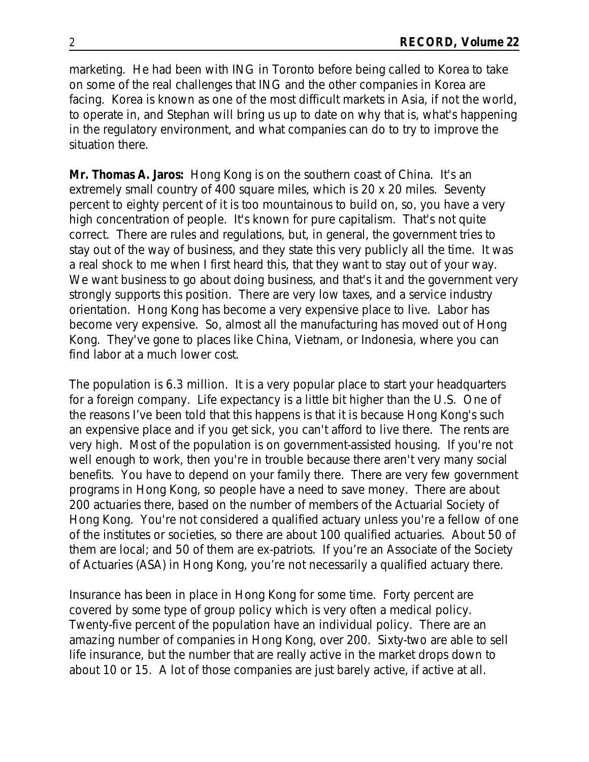marketing. He had been with ING in Toronto before being called to Korea to take on some of the real challenges that ING and the other companies in Korea are facing. Korea is known as one of the most difficult markets in Asia, if not the world, to operate in, and Stephan will bring us up to date on why that is, what's happening in the regulatory environment, and what companies can do to try to improve the situation there.

**Mr. Thomas A. Jaros:** Hong Kong is on the southern coast of China. It's an extremely small country of 400 square miles, which is 20 x 20 miles. Seventy percent to eighty percent of it is too mountainous to build on, so, you have a very high concentration of people. It's known for pure capitalism. That's not quite correct. There are rules and regulations, but, in general, the government tries to stay out of the way of business, and they state this very publicly all the time. It was a real shock to me when I first heard this, that they want to stay out of your way. We want business to go about doing business, and that's it and the government very strongly supports this position. There are very low taxes, and a service industry orientation. Hong Kong has become a very expensive place to live. Labor has become very expensive. So, almost all the manufacturing has moved out of Hong Kong. They've gone to places like China, Vietnam, or Indonesia, where you can find labor at a much lower cost.

The population is 6.3 million. It is a very popular place to start your headquarters for a foreign company. Life expectancy is a little bit higher than the U.S. One of the reasons I've been told that this happens is that it is because Hong Kong's such an expensive place and if you get sick, you can't afford to live there. The rents are very high. Most of the population is on government-assisted housing. If you're not well enough to work, then you're in trouble because there aren't very many social benefits. You have to depend on your family there. There are very few government programs in Hong Kong, so people have a need to save money. There are about 200 actuaries there, based on the number of members of the Actuarial Society of Hong Kong. You're not considered a qualified actuary unless you're a fellow of one of the institutes or societies, so there are about 100 qualified actuaries. About 50 of them are local; and 50 of them are ex-patriots. If you're an Associate of the Society of Actuaries (ASA) in Hong Kong, you're not necessarily a qualified actuary there.

Insurance has been in place in Hong Kong for some time. Forty percent are covered by some type of group policy which is very often a medical policy. Twenty-five percent of the population have an individual policy. There are an amazing number of companies in Hong Kong, over 200. Sixty-two are able to sell life insurance, but the number that are really active in the market drops down to about 10 or 15. A lot of those companies are just barely active, if active at all.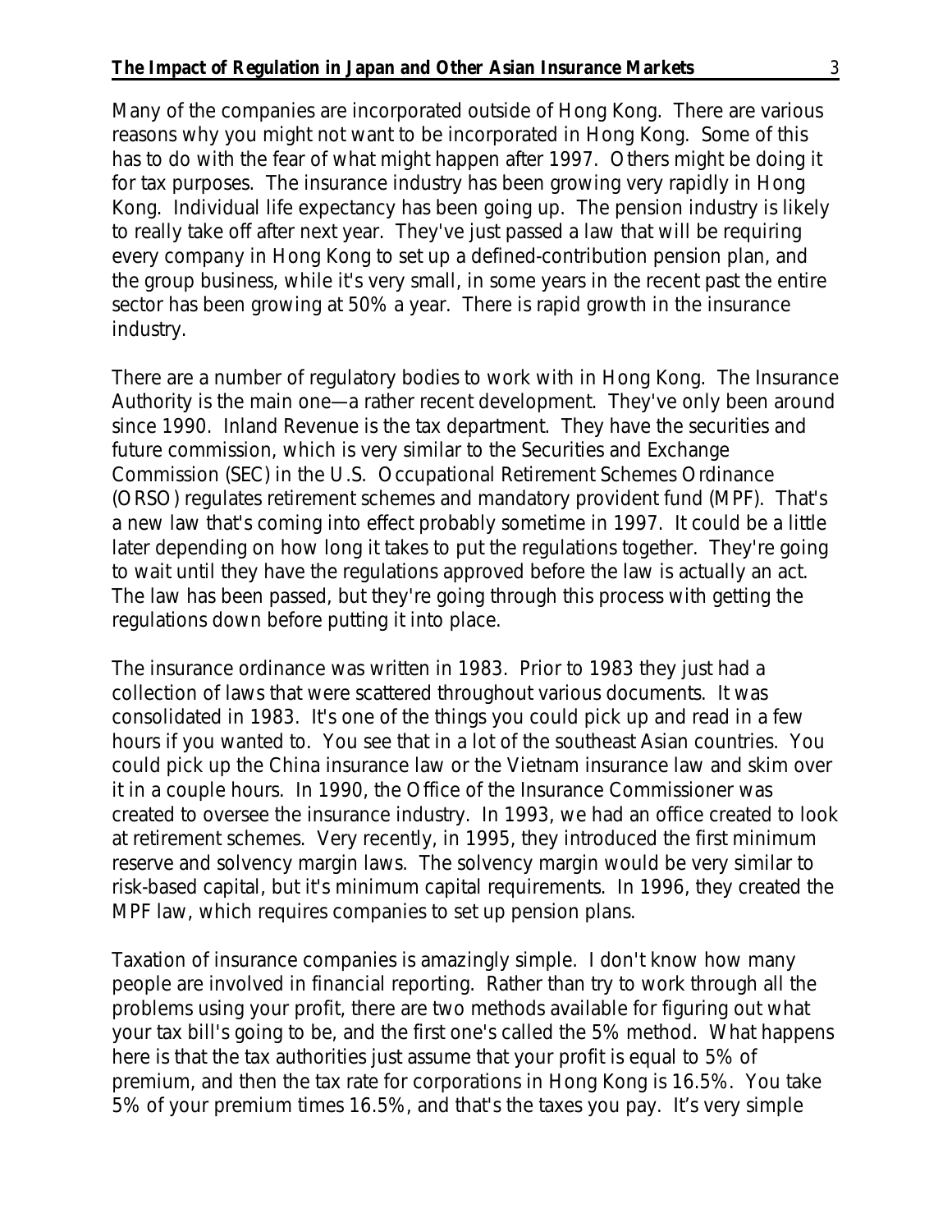Many of the companies are incorporated outside of Hong Kong. There are various reasons why you might not want to be incorporated in Hong Kong. Some of this has to do with the fear of what might happen after 1997. Others might be doing it for tax purposes. The insurance industry has been growing very rapidly in Hong Kong. Individual life expectancy has been going up. The pension industry is likely to really take off after next year. They've just passed a law that will be requiring every company in Hong Kong to set up a defined-contribution pension plan, and the group business, while it's very small, in some years in the recent past the entire sector has been growing at 50% a year. There is rapid growth in the insurance industry.

There are a number of regulatory bodies to work with in Hong Kong. The Insurance Authority is the main one—a rather recent development. They've only been around since 1990. Inland Revenue is the tax department. They have the securities and future commission, which is very similar to the Securities and Exchange Commission (SEC) in the U.S. Occupational Retirement Schemes Ordinance (ORSO) regulates retirement schemes and mandatory provident fund (MPF). That's a new law that's coming into effect probably sometime in 1997. It could be a little later depending on how long it takes to put the regulations together. They're going to wait until they have the regulations approved before the law is actually an act. The law has been passed, but they're going through this process with getting the regulations down before putting it into place.

The insurance ordinance was written in 1983. Prior to 1983 they just had a collection of laws that were scattered throughout various documents. It was consolidated in 1983. It's one of the things you could pick up and read in a few hours if you wanted to. You see that in a lot of the southeast Asian countries. You could pick up the China insurance law or the Vietnam insurance law and skim over it in a couple hours. In 1990, the Office of the Insurance Commissioner was created to oversee the insurance industry. In 1993, we had an office created to look at retirement schemes. Very recently, in 1995, they introduced the first minimum reserve and solvency margin laws. The solvency margin would be very similar to risk-based capital, but it's minimum capital requirements. In 1996, they created the MPF law, which requires companies to set up pension plans.

Taxation of insurance companies is amazingly simple. I don't know how many people are involved in financial reporting. Rather than try to work through all the problems using your profit, there are two methods available for figuring out what your tax bill's going to be, and the first one's called the 5% method. What happens here is that the tax authorities just assume that your profit is equal to 5% of premium, and then the tax rate for corporations in Hong Kong is 16.5%. You take 5% of your premium times 16.5%, and that's the taxes you pay. It's very simple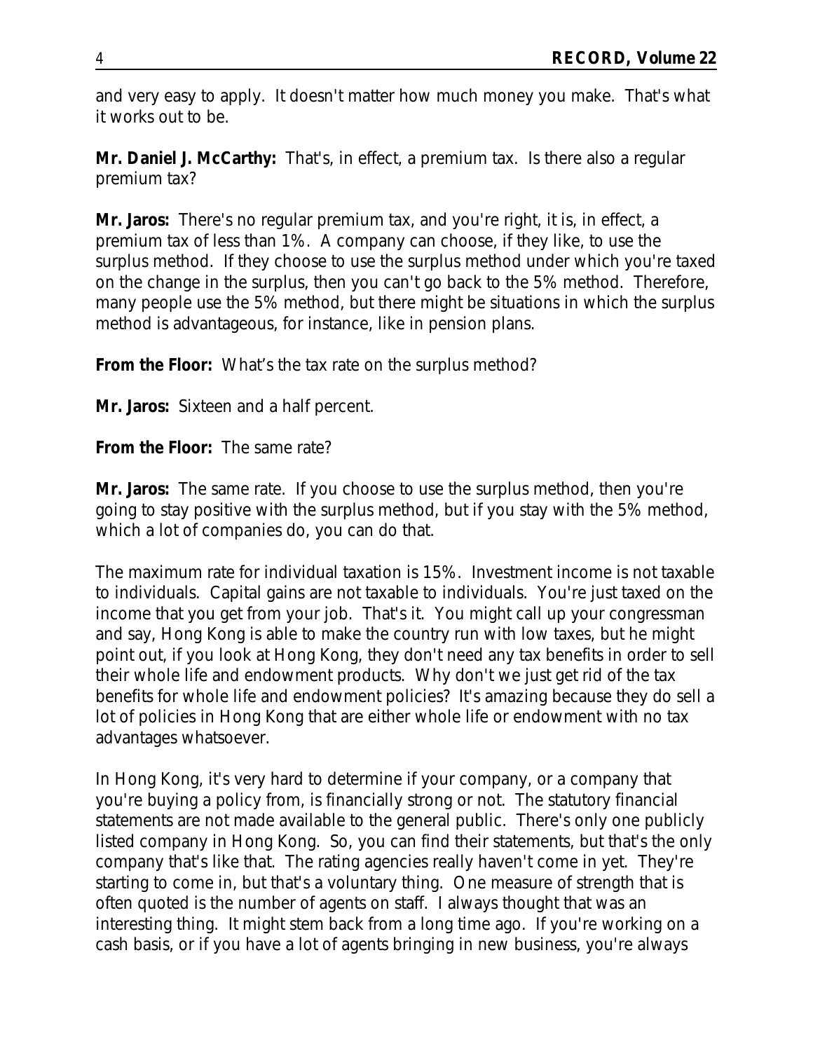and very easy to apply. It doesn't matter how much money you make. That's what it works out to be.

**Mr. Daniel J. McCarthy:** That's, in effect, a premium tax. Is there also a regular premium tax?

**Mr. Jaros:** There's no regular premium tax, and you're right, it is, in effect, a premium tax of less than 1%. A company can choose, if they like, to use the surplus method. If they choose to use the surplus method under which you're taxed on the change in the surplus, then you can't go back to the 5% method. Therefore, many people use the 5% method, but there might be situations in which the surplus method is advantageous, for instance, like in pension plans.

**From the Floor:** What's the tax rate on the surplus method?

**Mr. Jaros:** Sixteen and a half percent.

**From the Floor:** The same rate?

**Mr. Jaros:** The same rate. If you choose to use the surplus method, then you're going to stay positive with the surplus method, but if you stay with the 5% method, which a lot of companies do, you can do that.

The maximum rate for individual taxation is 15%. Investment income is not taxable to individuals. Capital gains are not taxable to individuals. You're just taxed on the income that you get from your job. That's it. You might call up your congressman and say, Hong Kong is able to make the country run with low taxes, but he might point out, if you look at Hong Kong, they don't need any tax benefits in order to sell their whole life and endowment products. Why don't we just get rid of the tax benefits for whole life and endowment policies? It's amazing because they do sell a lot of policies in Hong Kong that are either whole life or endowment with no tax advantages whatsoever.

In Hong Kong, it's very hard to determine if your company, or a company that you're buying a policy from, is financially strong or not. The statutory financial statements are not made available to the general public. There's only one publicly listed company in Hong Kong. So, you can find their statements, but that's the only company that's like that. The rating agencies really haven't come in yet. They're starting to come in, but that's a voluntary thing. One measure of strength that is often quoted is the number of agents on staff. I always thought that was an interesting thing. It might stem back from a long time ago. If you're working on a cash basis, or if you have a lot of agents bringing in new business, you're always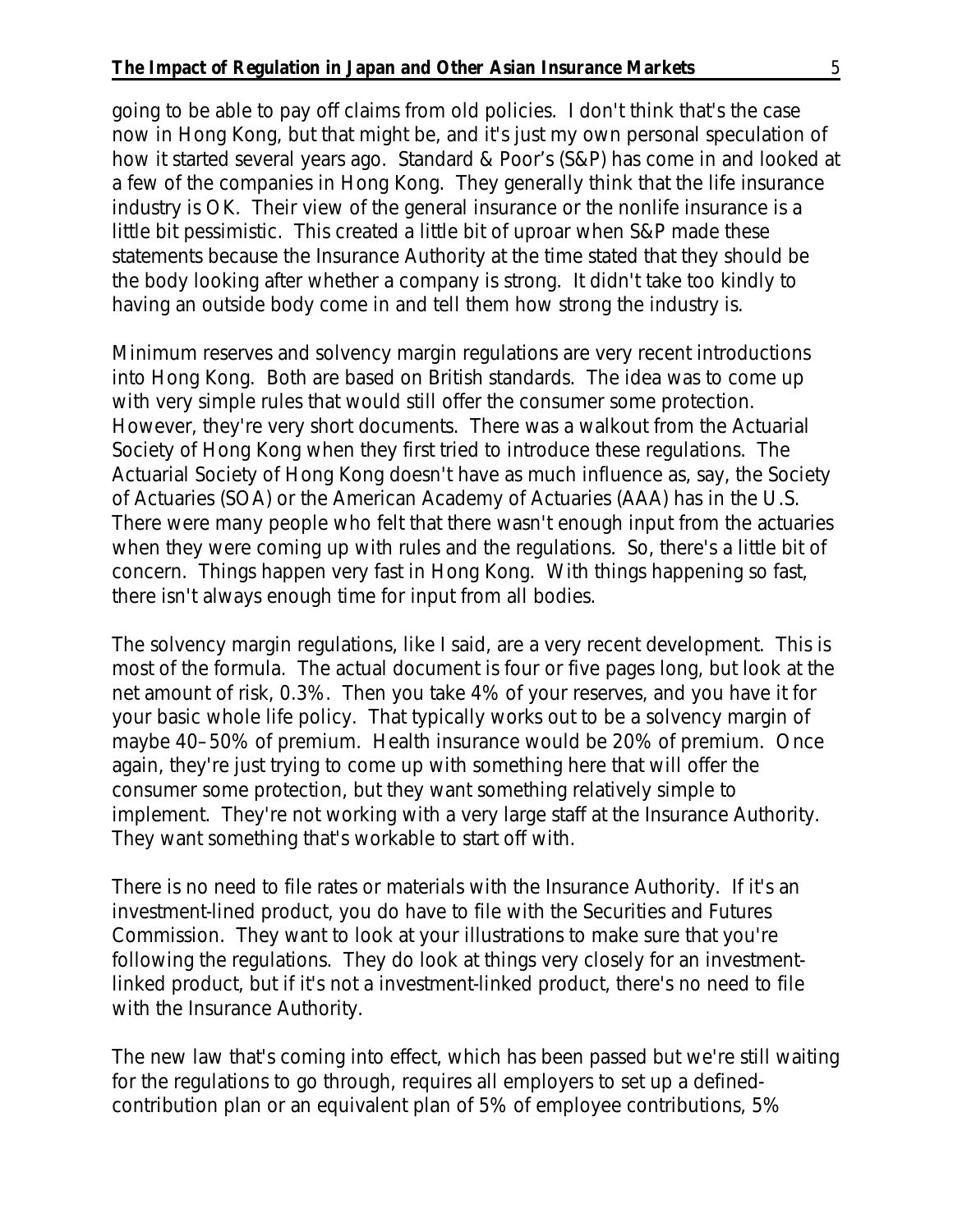going to be able to pay off claims from old policies. I don't think that's the case now in Hong Kong, but that might be, and it's just my own personal speculation of how it started several years ago. Standard & Poor's (S&P) has come in and looked at a few of the companies in Hong Kong. They generally think that the life insurance industry is OK. Their view of the general insurance or the nonlife insurance is a little bit pessimistic. This created a little bit of uproar when S&P made these statements because the Insurance Authority at the time stated that they should be the body looking after whether a company is strong. It didn't take too kindly to having an outside body come in and tell them how strong the industry is.

Minimum reserves and solvency margin regulations are very recent introductions into Hong Kong. Both are based on British standards. The idea was to come up with very simple rules that would still offer the consumer some protection. However, they're very short documents. There was a walkout from the Actuarial Society of Hong Kong when they first tried to introduce these regulations. The Actuarial Society of Hong Kong doesn't have as much influence as, say, the Society of Actuaries (SOA) or the American Academy of Actuaries (AAA) has in the U.S. There were many people who felt that there wasn't enough input from the actuaries when they were coming up with rules and the regulations. So, there's a little bit of concern. Things happen very fast in Hong Kong. With things happening so fast, there isn't always enough time for input from all bodies.

The solvency margin regulations, like I said, are a very recent development. This is most of the formula. The actual document is four or five pages long, but look at the net amount of risk, 0.3%. Then you take 4% of your reserves, and you have it for your basic whole life policy. That typically works out to be a solvency margin of maybe 40–50% of premium. Health insurance would be 20% of premium. Once again, they're just trying to come up with something here that will offer the consumer some protection, but they want something relatively simple to implement. They're not working with a very large staff at the Insurance Authority. They want something that's workable to start off with.

There is no need to file rates or materials with the Insurance Authority. If it's an investment-lined product, you do have to file with the Securities and Futures Commission. They want to look at your illustrations to make sure that you're following the regulations. They do look at things very closely for an investment-linked product, but if it's not a investment-linked product, there's no need to file with the Insurance Authority.

The new law that's coming into effect, which has been passed but we're still waiting for the regulations to go through, requires all employers to set up a defined-contribution plan or an equivalent plan of 5% of employee contributions, 5%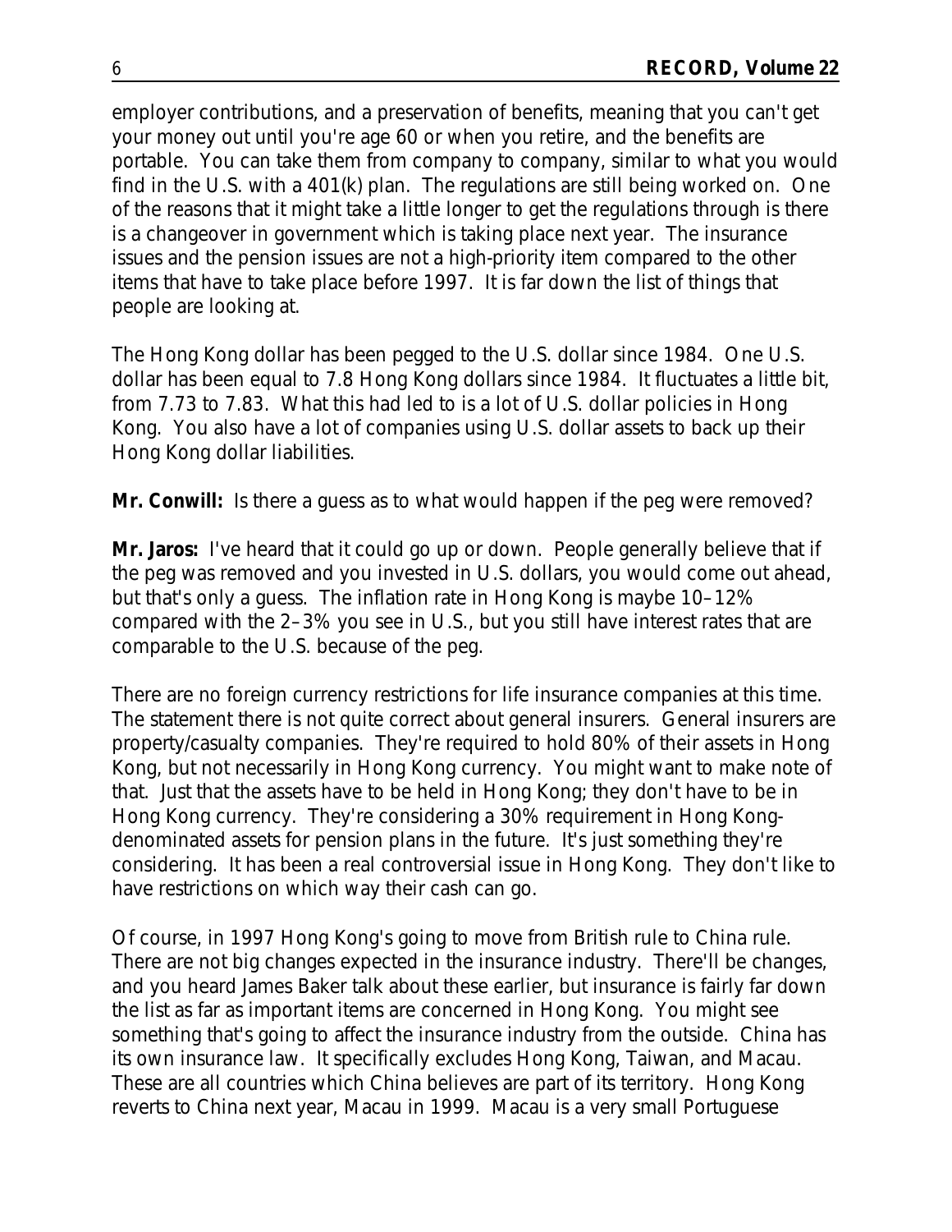employer contributions, and a preservation of benefits, meaning that you can't get your money out until you're age 60 or when you retire, and the benefits are portable. You can take them from company to company, similar to what you would find in the U.S. with a 401(k) plan. The regulations are still being worked on. One of the reasons that it might take a little longer to get the regulations through is there is a changeover in government which is taking place next year. The insurance issues and the pension issues are not a high-priority item compared to the other items that have to take place before 1997. It is far down the list of things that people are looking at.

The Hong Kong dollar has been pegged to the U.S. dollar since 1984. One U.S. dollar has been equal to 7.8 Hong Kong dollars since 1984. It fluctuates a little bit, from 7.73 to 7.83. What this had led to is a lot of U.S. dollar policies in Hong Kong. You also have a lot of companies using U.S. dollar assets to back up their Hong Kong dollar liabilities.

**Mr. Conwill:** Is there a guess as to what would happen if the peg were removed?

**Mr. Jaros:** I've heard that it could go up or down. People generally believe that if the peg was removed and you invested in U.S. dollars, you would come out ahead, but that's only a guess. The inflation rate in Hong Kong is maybe 10–12% compared with the 2–3% you see in U.S., but you still have interest rates that are comparable to the U.S. because of the peg.

There are no foreign currency restrictions for life insurance companies at this time. The statement there is not quite correct about general insurers. General insurers are property/casualty companies. They're required to hold 80% of their assets in Hong Kong, but not necessarily in Hong Kong currency. You might want to make note of that. Just that the assets have to be held in Hong Kong; they don't have to be in Hong Kong currency. They're considering a 30% requirement in Hong Kong-denominated assets for pension plans in the future. It's just something they're considering. It has been a real controversial issue in Hong Kong. They don't like to have restrictions on which way their cash can go.

Of course, in 1997 Hong Kong's going to move from British rule to China rule. There are not big changes expected in the insurance industry. There'll be changes, and you heard James Baker talk about these earlier, but insurance is fairly far down the list as far as important items are concerned in Hong Kong. You might see something that's going to affect the insurance industry from the outside. China has its own insurance law. It specifically excludes Hong Kong, Taiwan, and Macau. These are all countries which China believes are part of its territory. Hong Kong reverts to China next year, Macau in 1999. Macau is a very small Portuguese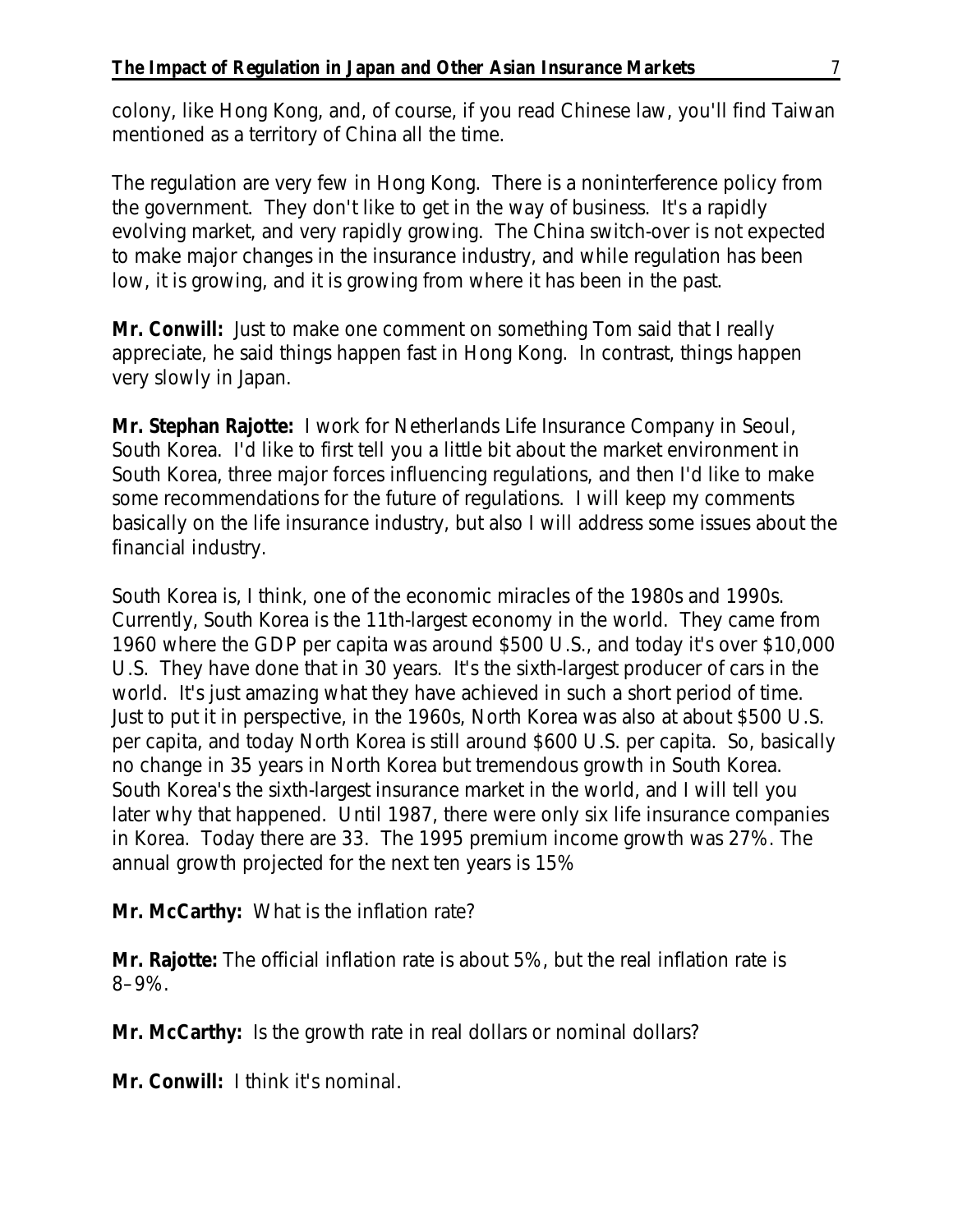colony, like Hong Kong, and, of course, if you read Chinese law, you'll find Taiwan mentioned as a territory of China all the time.

The regulation are very few in Hong Kong. There is a noninterference policy from the government. They don't like to get in the way of business. It's a rapidly evolving market, and very rapidly growing. The China switch-over is not expected to make major changes in the insurance industry, and while regulation has been low, it is growing, and it is growing from where it has been in the past.

**Mr. Conwill:** Just to make one comment on something Tom said that I really appreciate, he said things happen fast in Hong Kong. In contrast, things happen very slowly in Japan.

**Mr. Stephan Rajotte:** I work for Netherlands Life Insurance Company in Seoul, South Korea. I'd like to first tell you a little bit about the market environment in South Korea, three major forces influencing regulations, and then I'd like to make some recommendations for the future of regulations. I will keep my comments basically on the life insurance industry, but also I will address some issues about the financial industry.

South Korea is, I think, one of the economic miracles of the 1980s and 1990s. Currently, South Korea is the 11th-largest economy in the world. They came from 1960 where the GDP per capita was around $500 U.S., and today it's over $10,000 U.S. They have done that in 30 years. It's the sixth-largest producer of cars in the world. It's just amazing what they have achieved in such a short period of time. Just to put it in perspective, in the 1960s, North Korea was also at about $500 U.S. per capita, and today North Korea is still around $600 U.S. per capita. So, basically no change in 35 years in North Korea but tremendous growth in South Korea. South Korea's the sixth-largest insurance market in the world, and I will tell you later why that happened. Until 1987, there were only six life insurance companies in Korea. Today there are 33. The 1995 premium income growth was 27%. The annual growth projected for the next ten years is 15%

**Mr. McCarthy:** What is the inflation rate?

**Mr. Rajotte:** The official inflation rate is about 5%, but the real inflation rate is 8–9%.

**Mr. McCarthy:** Is the growth rate in real dollars or nominal dollars?

**Mr. Conwill:** I think it's nominal.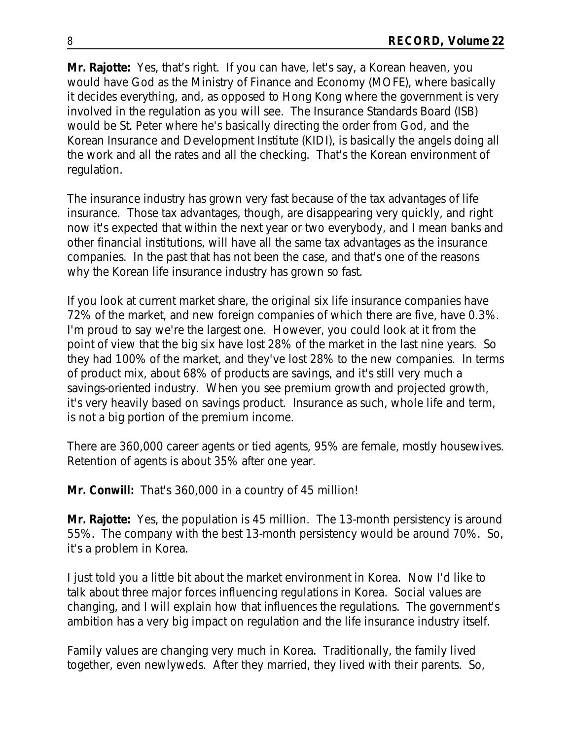**Mr. Rajotte:** Yes, that's right. If you can have, let's say, a Korean heaven, you would have God as the Ministry of Finance and Economy (MOFE), where basically it decides everything, and, as opposed to Hong Kong where the government is very involved in the regulation as you will see. The Insurance Standards Board (ISB) would be St. Peter where he's basically directing the order from God, and the Korean Insurance and Development Institute (KIDI), is basically the angels doing all the work and all the rates and all the checking. That's the Korean environment of regulation.

The insurance industry has grown very fast because of the tax advantages of life insurance. Those tax advantages, though, are disappearing very quickly, and right now it's expected that within the next year or two everybody, and I mean banks and other financial institutions, will have all the same tax advantages as the insurance companies. In the past that has not been the case, and that's one of the reasons why the Korean life insurance industry has grown so fast.

If you look at current market share, the original six life insurance companies have 72% of the market, and new foreign companies of which there are five, have 0.3%. I'm proud to say we're the largest one. However, you could look at it from the point of view that the big six have lost 28% of the market in the last nine years. So they had 100% of the market, and they've lost 28% to the new companies. In terms of product mix, about 68% of products are savings, and it's still very much a savings-oriented industry. When you see premium growth and projected growth, it's very heavily based on savings product. Insurance as such, whole life and term, is not a big portion of the premium income.

There are 360,000 career agents or tied agents, 95% are female, mostly housewives. Retention of agents is about 35% after one year.

**Mr. Conwill:** That's 360,000 in a country of 45 million!

**Mr. Rajotte:** Yes, the population is 45 million. The 13-month persistency is around 55%. The company with the best 13-month persistency would be around 70%. So, it's a problem in Korea.

I just told you a little bit about the market environment in Korea. Now I'd like to talk about three major forces influencing regulations in Korea. Social values are changing, and I will explain how that influences the regulations. The government's ambition has a very big impact on regulation and the life insurance industry itself.

Family values are changing very much in Korea. Traditionally, the family lived together, even newlyweds. After they married, they lived with their parents. So,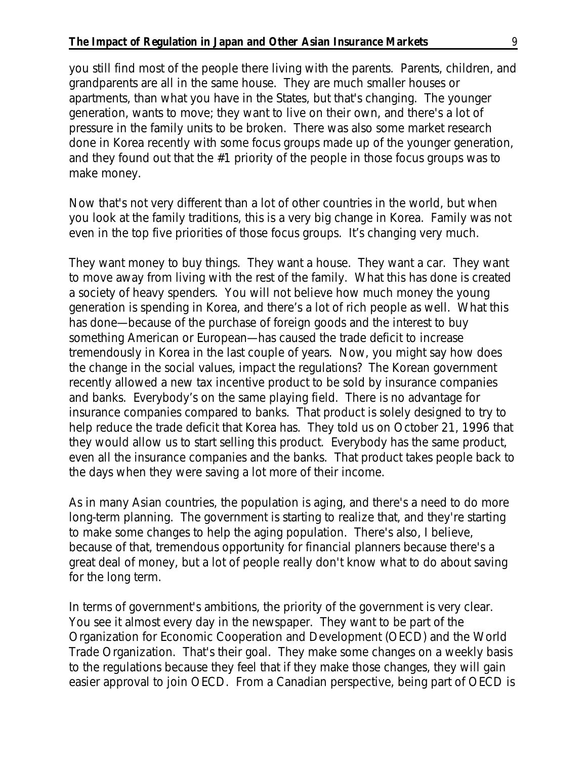you still find most of the people there living with the parents. Parents, children, and grandparents are all in the same house. They are much smaller houses or apartments, than what you have in the States, but that's changing. The younger generation, wants to move; they want to live on their own, and there's a lot of pressure in the family units to be broken. There was also some market research done in Korea recently with some focus groups made up of the younger generation, and they found out that the #1 priority of the people in those focus groups was to make money.

Now that's not very different than a lot of other countries in the world, but when you look at the family traditions, this is a very big change in Korea. Family was not even in the top five priorities of those focus groups. It's changing very much.

They want money to buy things. They want a house. They want a car. They want to move away from living with the rest of the family. What this has done is created a society of heavy spenders. You will not believe how much money the young generation is spending in Korea, and there's a lot of rich people as well. What this has done—because of the purchase of foreign goods and the interest to buy something American or European—has caused the trade deficit to increase tremendously in Korea in the last couple of years. Now, you might say how does the change in the social values, impact the regulations? The Korean government recently allowed a new tax incentive product to be sold by insurance companies and banks. Everybody's on the same playing field. There is no advantage for insurance companies compared to banks. That product is solely designed to try to help reduce the trade deficit that Korea has. They told us on October 21, 1996 that they would allow us to start selling this product. Everybody has the same product, even all the insurance companies and the banks. That product takes people back to the days when they were saving a lot more of their income.

As in many Asian countries, the population is aging, and there's a need to do more long-term planning. The government is starting to realize that, and they're starting to make some changes to help the aging population. There's also, I believe, because of that, tremendous opportunity for financial planners because there's a great deal of money, but a lot of people really don't know what to do about saving for the long term.

In terms of government's ambitions, the priority of the government is very clear. You see it almost every day in the newspaper. They want to be part of the Organization for Economic Cooperation and Development (OECD) and the World Trade Organization. That's their goal. They make some changes on a weekly basis to the regulations because they feel that if they make those changes, they will gain easier approval to join OECD. From a Canadian perspective, being part of OECD is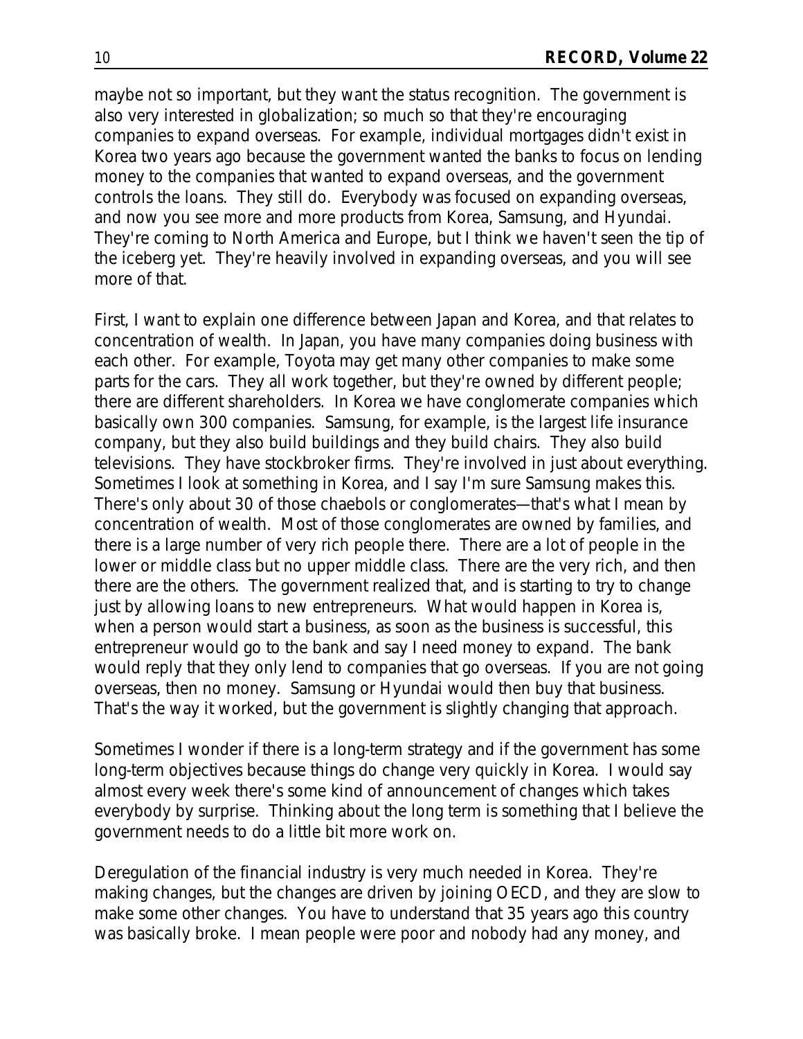maybe not so important, but they want the status recognition. The government is also very interested in globalization; so much so that they're encouraging companies to expand overseas. For example, individual mortgages didn't exist in Korea two years ago because the government wanted the banks to focus on lending money to the companies that wanted to expand overseas, and the government controls the loans. They still do. Everybody was focused on expanding overseas, and now you see more and more products from Korea, Samsung, and Hyundai. They're coming to North America and Europe, but I think we haven't seen the tip of the iceberg yet. They're heavily involved in expanding overseas, and you will see more of that.

First, I want to explain one difference between Japan and Korea, and that relates to concentration of wealth. In Japan, you have many companies doing business with each other. For example, Toyota may get many other companies to make some parts for the cars. They all work together, but they're owned by different people; there are different shareholders. In Korea we have conglomerate companies which basically own 300 companies. Samsung, for example, is the largest life insurance company, but they also build buildings and they build chairs. They also build televisions. They have stockbroker firms. They're involved in just about everything. Sometimes I look at something in Korea, and I say I'm sure Samsung makes this. There's only about 30 of those chaebols or conglomerates—that's what I mean by concentration of wealth. Most of those conglomerates are owned by families, and there is a large number of very rich people there. There are a lot of people in the lower or middle class but no upper middle class. There are the very rich, and then there are the others. The government realized that, and is starting to try to change just by allowing loans to new entrepreneurs. What would happen in Korea is, when a person would start a business, as soon as the business is successful, this entrepreneur would go to the bank and say I need money to expand. The bank would reply that they only lend to companies that go overseas. If you are not going overseas, then no money. Samsung or Hyundai would then buy that business. That's the way it worked, but the government is slightly changing that approach.

Sometimes I wonder if there is a long-term strategy and if the government has some long-term objectives because things do change very quickly in Korea. I would say almost every week there's some kind of announcement of changes which takes everybody by surprise. Thinking about the long term is something that I believe the government needs to do a little bit more work on.

Deregulation of the financial industry is very much needed in Korea. They're making changes, but the changes are driven by joining OECD, and they are slow to make some other changes. You have to understand that 35 years ago this country was basically broke. I mean people were poor and nobody had any money, and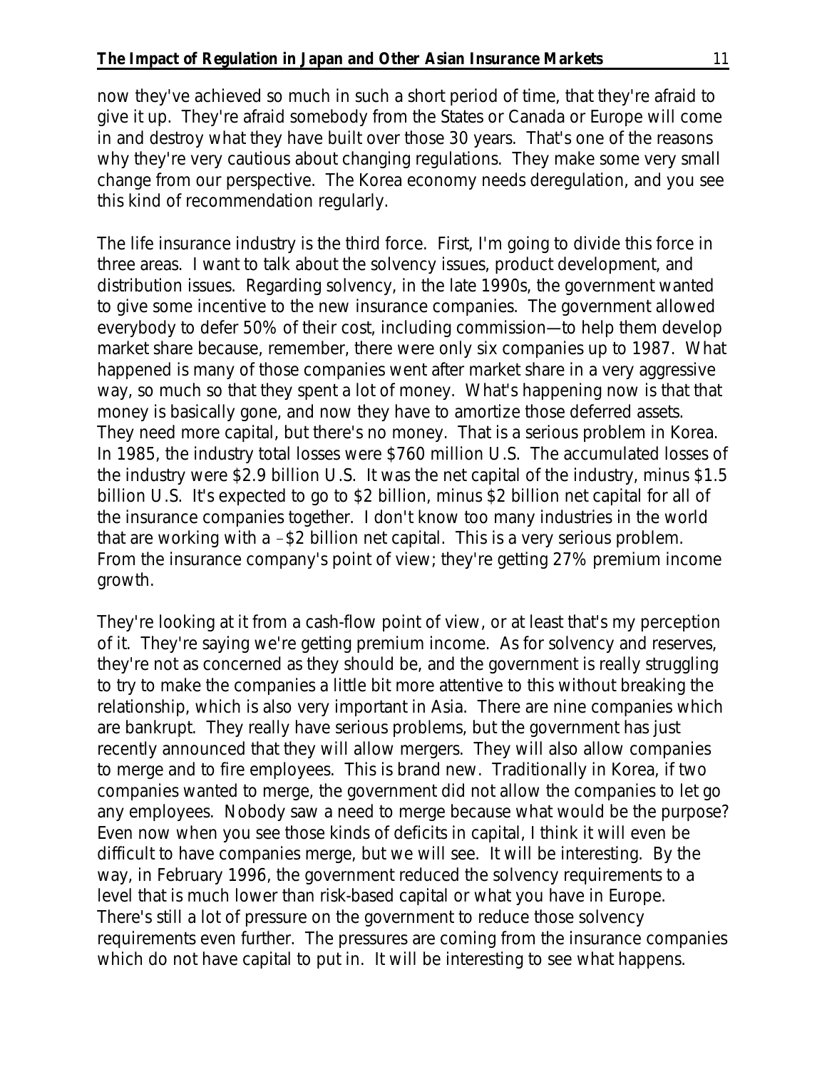now they've achieved so much in such a short period of time, that they're afraid to give it up. They're afraid somebody from the States or Canada or Europe will come in and destroy what they have built over those 30 years. That's one of the reasons why they're very cautious about changing regulations. They make some very small change from our perspective. The Korea economy needs deregulation, and you see this kind of recommendation regularly.

The life insurance industry is the third force. First, I'm going to divide this force in three areas. I want to talk about the solvency issues, product development, and distribution issues. Regarding solvency, in the late 1990s, the government wanted to give some incentive to the new insurance companies. The government allowed everybody to defer 50% of their cost, including commission—to help them develop market share because, remember, there were only six companies up to 1987. What happened is many of those companies went after market share in a very aggressive way, so much so that they spent a lot of money. What's happening now is that that money is basically gone, and now they have to amortize those deferred assets. They need more capital, but there's no money. That is a serious problem in Korea. In 1985, the industry total losses were $760 million U.S. The accumulated losses of the industry were $2.9 billion U.S. It was the net capital of the industry, minus $1.5 billion U.S. It's expected to go to $2 billion, minus $2 billion net capital for all of the insurance companies together. I don't know too many industries in the world that are working with a –$2 billion net capital. This is a very serious problem. From the insurance company's point of view; they're getting 27% premium income growth.

They're looking at it from a cash-flow point of view, or at least that's my perception of it. They're saying we're getting premium income. As for solvency and reserves, they're not as concerned as they should be, and the government is really struggling to try to make the companies a little bit more attentive to this without breaking the relationship, which is also very important in Asia. There are nine companies which are bankrupt. They really have serious problems, but the government has just recently announced that they will allow mergers. They will also allow companies to merge and to fire employees. This is brand new. Traditionally in Korea, if two companies wanted to merge, the government did not allow the companies to let go any employees. Nobody saw a need to merge because what would be the purpose? Even now when you see those kinds of deficits in capital, I think it will even be difficult to have companies merge, but we will see. It will be interesting. By the way, in February 1996, the government reduced the solvency requirements to a level that is much lower than risk-based capital or what you have in Europe. There's still a lot of pressure on the government to reduce those solvency requirements even further. The pressures are coming from the insurance companies which do not have capital to put in. It will be interesting to see what happens.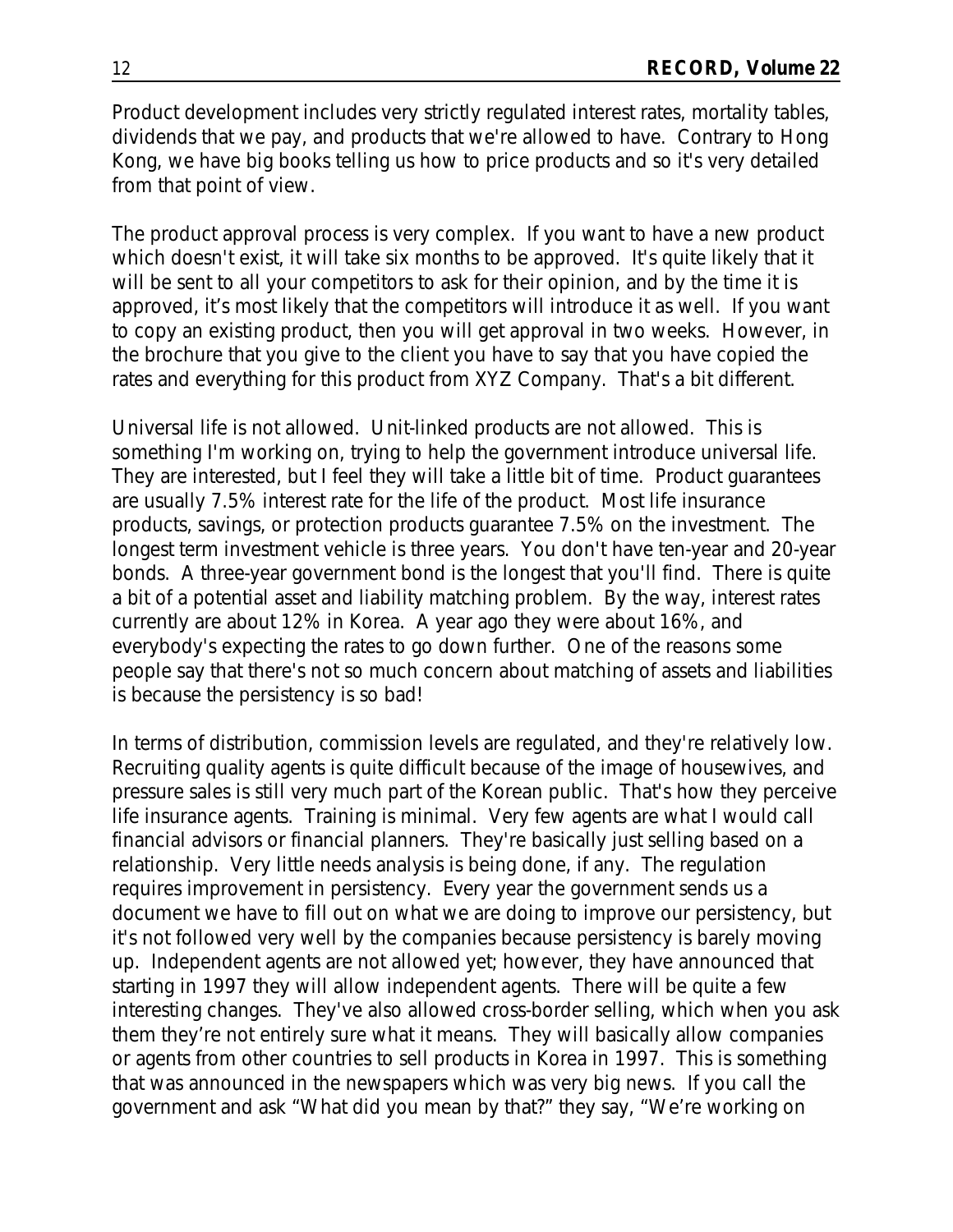Product development includes very strictly regulated interest rates, mortality tables, dividends that we pay, and products that we're allowed to have. Contrary to Hong Kong, we have big books telling us how to price products and so it's very detailed from that point of view.

The product approval process is very complex. If you want to have a new product which doesn't exist, it will take six months to be approved. It's quite likely that it will be sent to all your competitors to ask for their opinion, and by the time it is approved, it's most likely that the competitors will introduce it as well. If you want to copy an existing product, then you will get approval in two weeks. However, in the brochure that you give to the client you have to say that you have copied the rates and everything for this product from XYZ Company. That's a bit different.

Universal life is not allowed. Unit-linked products are not allowed. This is something I'm working on, trying to help the government introduce universal life. They are interested, but I feel they will take a little bit of time. Product guarantees are usually 7.5% interest rate for the life of the product. Most life insurance products, savings, or protection products guarantee 7.5% on the investment. The longest term investment vehicle is three years. You don't have ten-year and 20-year bonds. A three-year government bond is the longest that you'll find. There is quite a bit of a potential asset and liability matching problem. By the way, interest rates currently are about 12% in Korea. A year ago they were about 16%, and everybody's expecting the rates to go down further. One of the reasons some people say that there's not so much concern about matching of assets and liabilities is because the persistency is so bad!

In terms of distribution, commission levels are regulated, and they're relatively low. Recruiting quality agents is quite difficult because of the image of housewives, and pressure sales is still very much part of the Korean public. That's how they perceive life insurance agents. Training is minimal. Very few agents are what I would call financial advisors or financial planners. They're basically just selling based on a relationship. Very little needs analysis is being done, if any. The regulation requires improvement in persistency. Every year the government sends us a document we have to fill out on what we are doing to improve our persistency, but it's not followed very well by the companies because persistency is barely moving up. Independent agents are not allowed yet; however, they have announced that starting in 1997 they will allow independent agents. There will be quite a few interesting changes. They've also allowed cross-border selling, which when you ask them they're not entirely sure what it means. They will basically allow companies or agents from other countries to sell products in Korea in 1997. This is something that was announced in the newspapers which was very big news. If you call the government and ask "What did you mean by that?" they say, "We're working on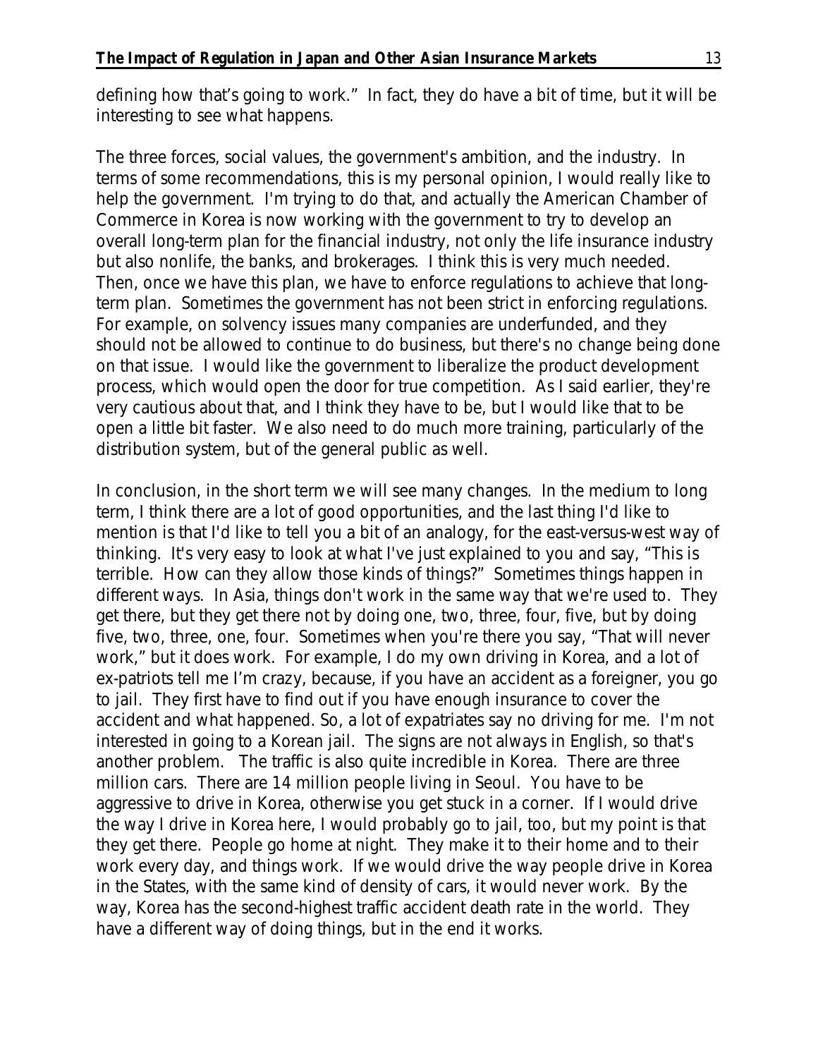defining how that's going to work." In fact, they do have a bit of time, but it will be interesting to see what happens.

The three forces, social values, the government's ambition, and the industry. In terms of some recommendations, this is my personal opinion, I would really like to help the government. I'm trying to do that, and actually the American Chamber of Commerce in Korea is now working with the government to try to develop an overall long-term plan for the financial industry, not only the life insurance industry but also nonlife, the banks, and brokerages. I think this is very much needed. Then, once we have this plan, we have to enforce regulations to achieve that long-term plan. Sometimes the government has not been strict in enforcing regulations. For example, on solvency issues many companies are underfunded, and they should not be allowed to continue to do business, but there's no change being done on that issue. I would like the government to liberalize the product development process, which would open the door for true competition. As I said earlier, they're very cautious about that, and I think they have to be, but I would like that to be open a little bit faster. We also need to do much more training, particularly of the distribution system, but of the general public as well.

In conclusion, in the short term we will see many changes. In the medium to long term, I think there are a lot of good opportunities, and the last thing I'd like to mention is that I'd like to tell you a bit of an analogy, for the east-versus-west way of thinking. It's very easy to look at what I've just explained to you and say, "This is terrible. How can they allow those kinds of things?" Sometimes things happen in different ways. In Asia, things don't work in the same way that we're used to. They get there, but they get there not by doing one, two, three, four, five, but by doing five, two, three, one, four. Sometimes when you're there you say, "That will never work," but it does work. For example, I do my own driving in Korea, and a lot of ex-patriots tell me I'm crazy, because, if you have an accident as a foreigner, you go to jail. They first have to find out if you have enough insurance to cover the accident and what happened. So, a lot of expatriates say no driving for me. I'm not interested in going to a Korean jail. The signs are not always in English, so that's another problem. The traffic is also quite incredible in Korea. There are three million cars. There are 14 million people living in Seoul. You have to be aggressive to drive in Korea, otherwise you get stuck in a corner. If I would drive the way I drive in Korea here, I would probably go to jail, too, but my point is that they get there. People go home at night. They make it to their home and to their work every day, and things work. If we would drive the way people drive in Korea in the States, with the same kind of density of cars, it would never work. By the way, Korea has the second-highest traffic accident death rate in the world. They have a different way of doing things, but in the end it works.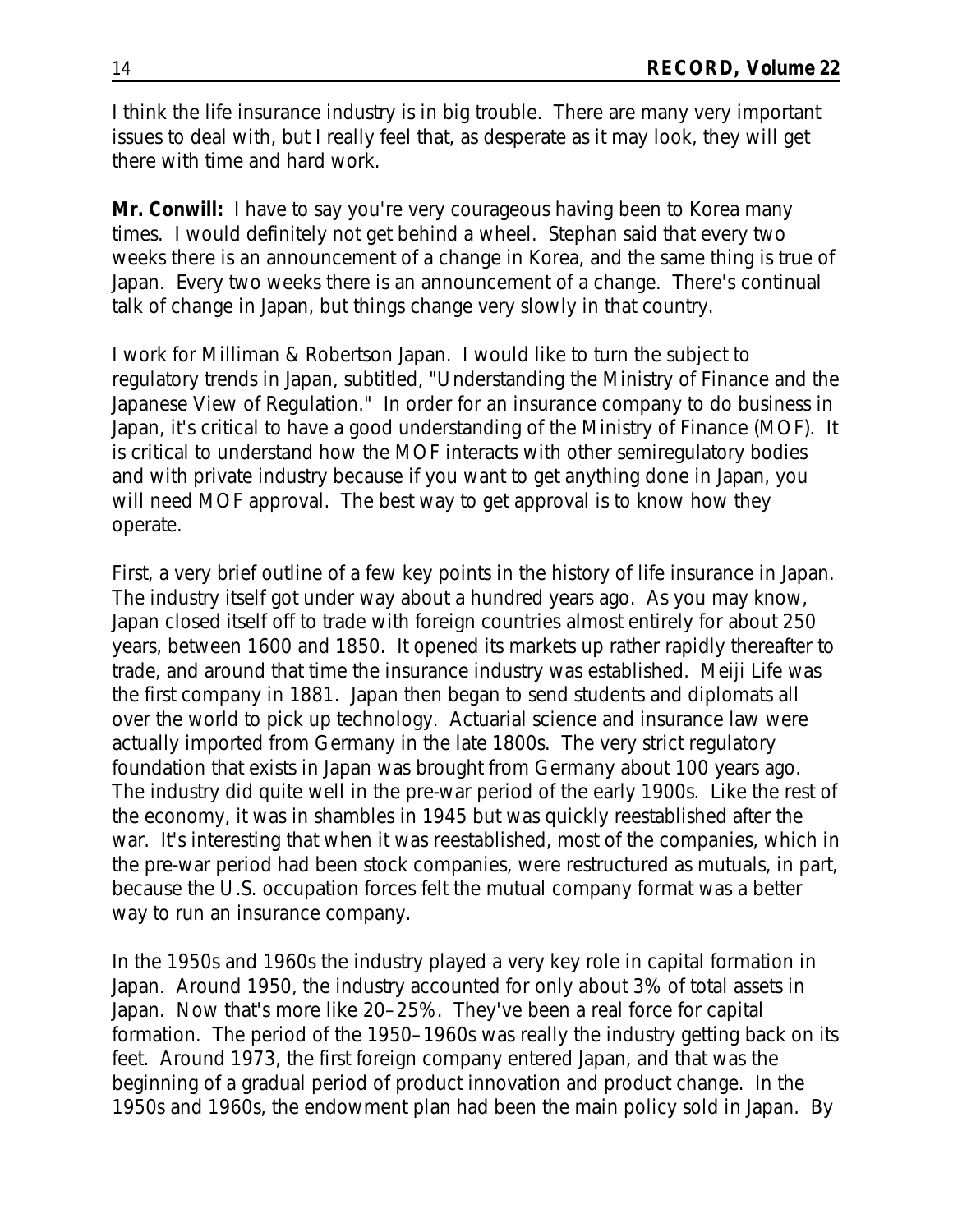I think the life insurance industry is in big trouble. There are many very important issues to deal with, but I really feel that, as desperate as it may look, they will get there with time and hard work.

**Mr. Conwill:** I have to say you're very courageous having been to Korea many times. I would definitely not get behind a wheel. Stephan said that every two weeks there is an announcement of a change in Korea, and the same thing is true of Japan. Every two weeks there is an announcement of a change. There's continual talk of change in Japan, but things change very slowly in that country.

I work for Milliman & Robertson Japan. I would like to turn the subject to regulatory trends in Japan, subtitled, "Understanding the Ministry of Finance and the Japanese View of Regulation." In order for an insurance company to do business in Japan, it's critical to have a good understanding of the Ministry of Finance (MOF). It is critical to understand how the MOF interacts with other semiregulatory bodies and with private industry because if you want to get anything done in Japan, you will need MOF approval. The best way to get approval is to know how they operate.

First, a very brief outline of a few key points in the history of life insurance in Japan. The industry itself got under way about a hundred years ago. As you may know, Japan closed itself off to trade with foreign countries almost entirely for about 250 years, between 1600 and 1850. It opened its markets up rather rapidly thereafter to trade, and around that time the insurance industry was established. Meiji Life was the first company in 1881. Japan then began to send students and diplomats all over the world to pick up technology. Actuarial science and insurance law were actually imported from Germany in the late 1800s. The very strict regulatory foundation that exists in Japan was brought from Germany about 100 years ago. The industry did quite well in the pre-war period of the early 1900s. Like the rest of the economy, it was in shambles in 1945 but was quickly reestablished after the war. It's interesting that when it was reestablished, most of the companies, which in the pre-war period had been stock companies, were restructured as mutuals, in part, because the U.S. occupation forces felt the mutual company format was a better way to run an insurance company.

In the 1950s and 1960s the industry played a very key role in capital formation in Japan. Around 1950, the industry accounted for only about 3% of total assets in Japan. Now that's more like 20–25%. They've been a real force for capital formation. The period of the 1950–1960s was really the industry getting back on its feet. Around 1973, the first foreign company entered Japan, and that was the beginning of a gradual period of product innovation and product change. In the 1950s and 1960s, the endowment plan had been the main policy sold in Japan. By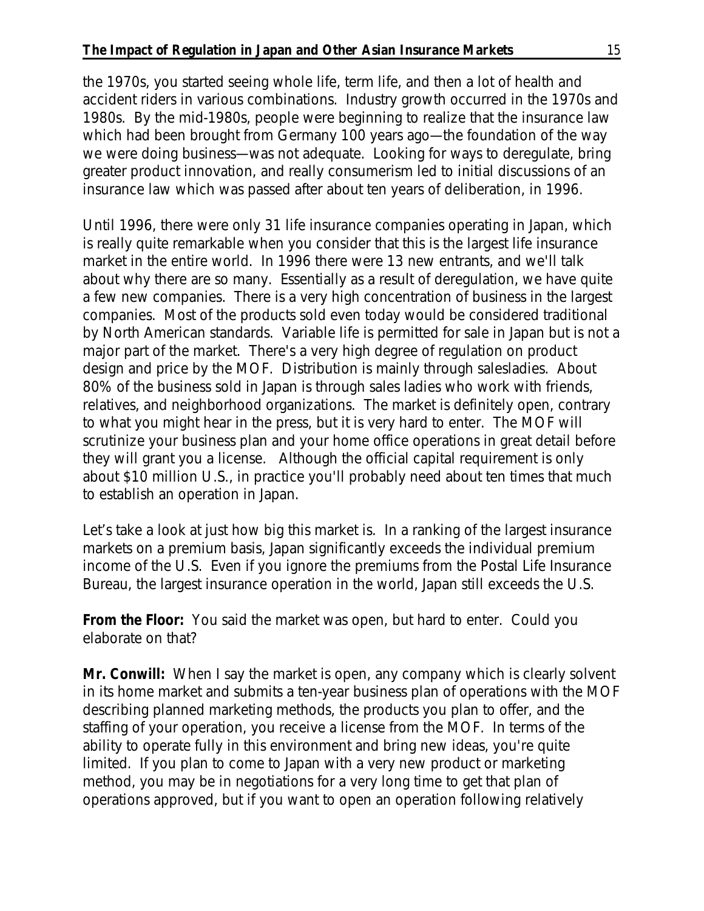the 1970s, you started seeing whole life, term life, and then a lot of health and accident riders in various combinations. Industry growth occurred in the 1970s and 1980s. By the mid-1980s, people were beginning to realize that the insurance law which had been brought from Germany 100 years ago—the foundation of the way we were doing business—was not adequate. Looking for ways to deregulate, bring greater product innovation, and really consumerism led to initial discussions of an insurance law which was passed after about ten years of deliberation, in 1996.

Until 1996, there were only 31 life insurance companies operating in Japan, which is really quite remarkable when you consider that this is the largest life insurance market in the entire world. In 1996 there were 13 new entrants, and we'll talk about why there are so many. Essentially as a result of deregulation, we have quite a few new companies. There is a very high concentration of business in the largest companies. Most of the products sold even today would be considered traditional by North American standards. Variable life is permitted for sale in Japan but is not a major part of the market. There's a very high degree of regulation on product design and price by the MOF. Distribution is mainly through salesladies. About 80% of the business sold in Japan is through sales ladies who work with friends, relatives, and neighborhood organizations. The market is definitely open, contrary to what you might hear in the press, but it is very hard to enter. The MOF will scrutinize your business plan and your home office operations in great detail before they will grant you a license. Although the official capital requirement is only about $10 million U.S., in practice you'll probably need about ten times that much to establish an operation in Japan.

Let's take a look at just how big this market is. In a ranking of the largest insurance markets on a premium basis, Japan significantly exceeds the individual premium income of the U.S. Even if you ignore the premiums from the Postal Life Insurance Bureau, the largest insurance operation in the world, Japan still exceeds the U.S.

**From the Floor:** You said the market was open, but hard to enter. Could you elaborate on that?

**Mr. Conwill:** When I say the market is open, any company which is clearly solvent in its home market and submits a ten-year business plan of operations with the MOF describing planned marketing methods, the products you plan to offer, and the staffing of your operation, you receive a license from the MOF. In terms of the ability to operate fully in this environment and bring new ideas, you're quite limited. If you plan to come to Japan with a very new product or marketing method, you may be in negotiations for a very long time to get that plan of operations approved, but if you want to open an operation following relatively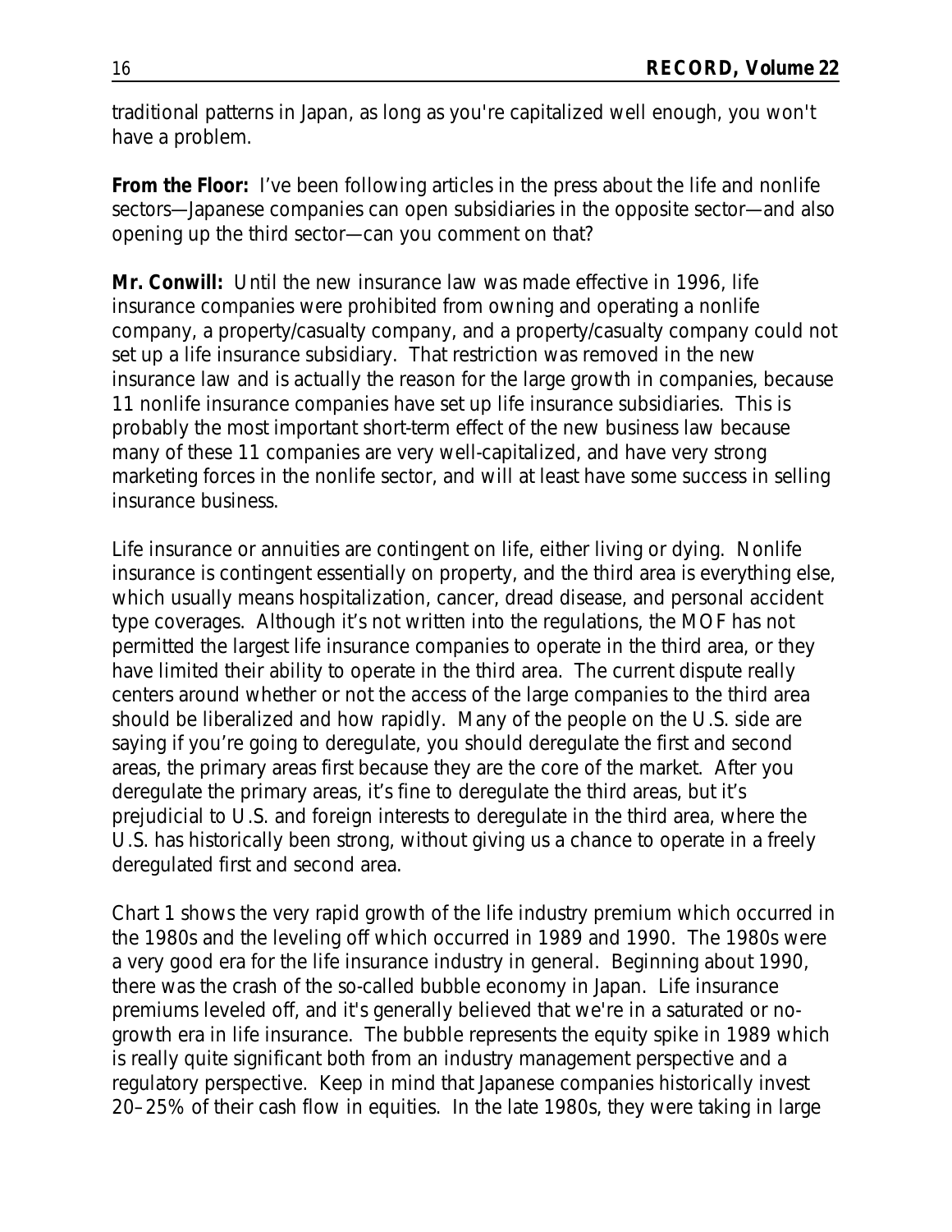traditional patterns in Japan, as long as you're capitalized well enough, you won't have a problem.

**From the Floor:** I've been following articles in the press about the life and nonlife sectors—Japanese companies can open subsidiaries in the opposite sector—and also opening up the third sector—can you comment on that?

**Mr. Conwill:** Until the new insurance law was made effective in 1996, life insurance companies were prohibited from owning and operating a nonlife company, a property/casualty company, and a property/casualty company could not set up a life insurance subsidiary. That restriction was removed in the new insurance law and is actually the reason for the large growth in companies, because 11 nonlife insurance companies have set up life insurance subsidiaries. This is probably the most important short-term effect of the new business law because many of these 11 companies are very well-capitalized, and have very strong marketing forces in the nonlife sector, and will at least have some success in selling insurance business.

Life insurance or annuities are contingent on life, either living or dying. Nonlife insurance is contingent essentially on property, and the third area is everything else, which usually means hospitalization, cancer, dread disease, and personal accident type coverages. Although it's not written into the regulations, the MOF has not permitted the largest life insurance companies to operate in the third area, or they have limited their ability to operate in the third area. The current dispute really centers around whether or not the access of the large companies to the third area should be liberalized and how rapidly. Many of the people on the U.S. side are saying if you're going to deregulate, you should deregulate the first and second areas, the primary areas first because they are the core of the market. After you deregulate the primary areas, it's fine to deregulate the third areas, but it's prejudicial to U.S. and foreign interests to deregulate in the third area, where the U.S. has historically been strong, without giving us a chance to operate in a freely deregulated first and second area.

Chart 1 shows the very rapid growth of the life industry premium which occurred in the 1980s and the leveling off which occurred in 1989 and 1990. The 1980s were a very good era for the life insurance industry in general. Beginning about 1990, there was the crash of the so-called bubble economy in Japan. Life insurance premiums leveled off, and it's generally believed that we're in a saturated or no-growth era in life insurance. The bubble represents the equity spike in 1989 which is really quite significant both from an industry management perspective and a regulatory perspective. Keep in mind that Japanese companies historically invest 20–25% of their cash flow in equities. In the late 1980s, they were taking in large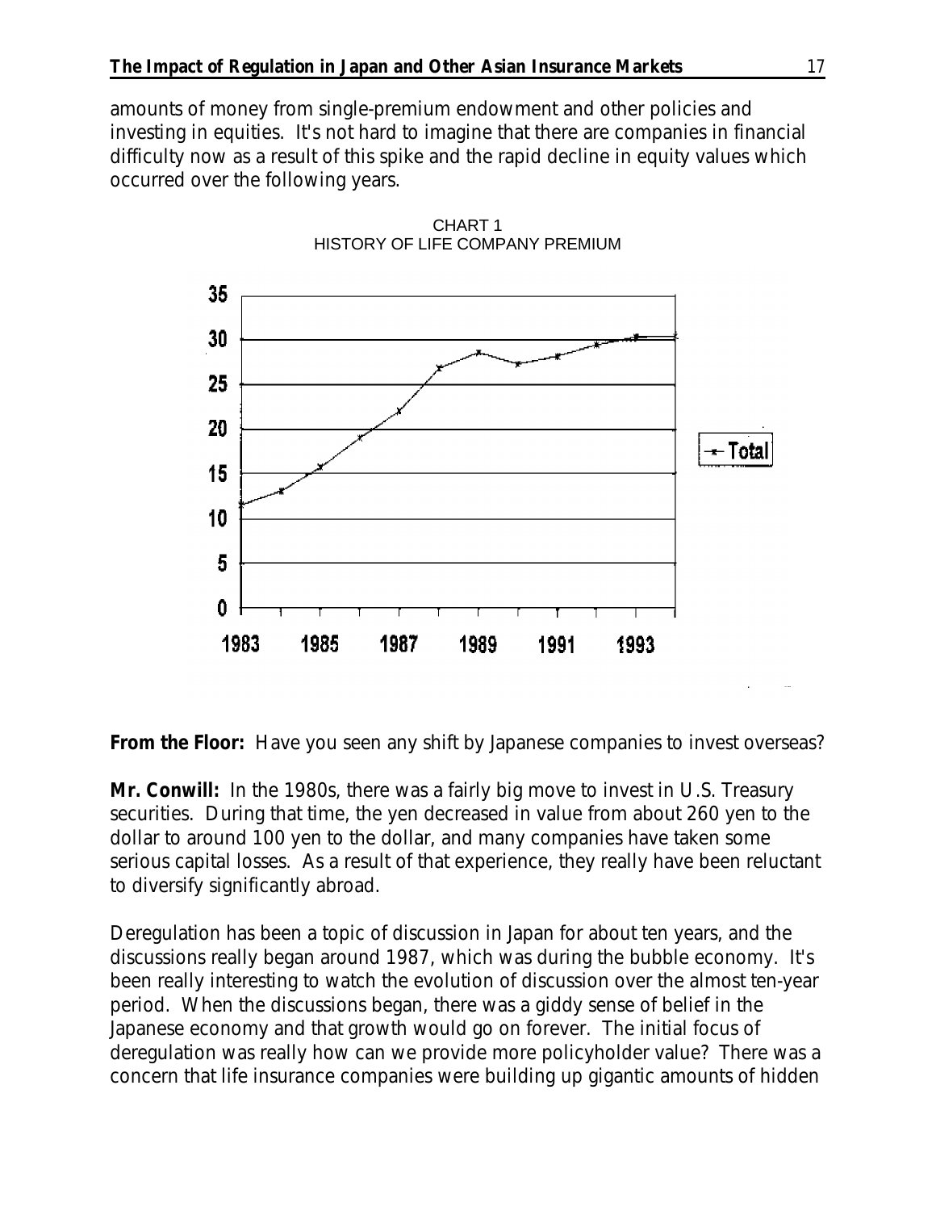amounts of money from single-premium endowment and other policies and investing in equities. It's not hard to imagine that there are companies in financial difficulty now as a result of this spike and the rapid decline in equity values which occurred over the following years.

CHART 1
HISTORY OF LIFE COMPANY PREMIUM

**From the Floor:** Have you seen any shift by Japanese companies to invest overseas?

**Mr. Conwill:** In the 1980s, there was a fairly big move to invest in U.S. Treasury securities. During that time, the yen decreased in value from about 260 yen to the dollar to around 100 yen to the dollar, and many companies have taken some serious capital losses. As a result of that experience, they really have been reluctant to diversify significantly abroad.

Deregulation has been a topic of discussion in Japan for about ten years, and the discussions really began around 1987, which was during the bubble economy. It's been really interesting to watch the evolution of discussion over the almost ten-year period. When the discussions began, there was a giddy sense of belief in the Japanese economy and that growth would go on forever. The initial focus of deregulation was really how can we provide more policyholder value? There was a concern that life insurance companies were building up gigantic amounts of hidden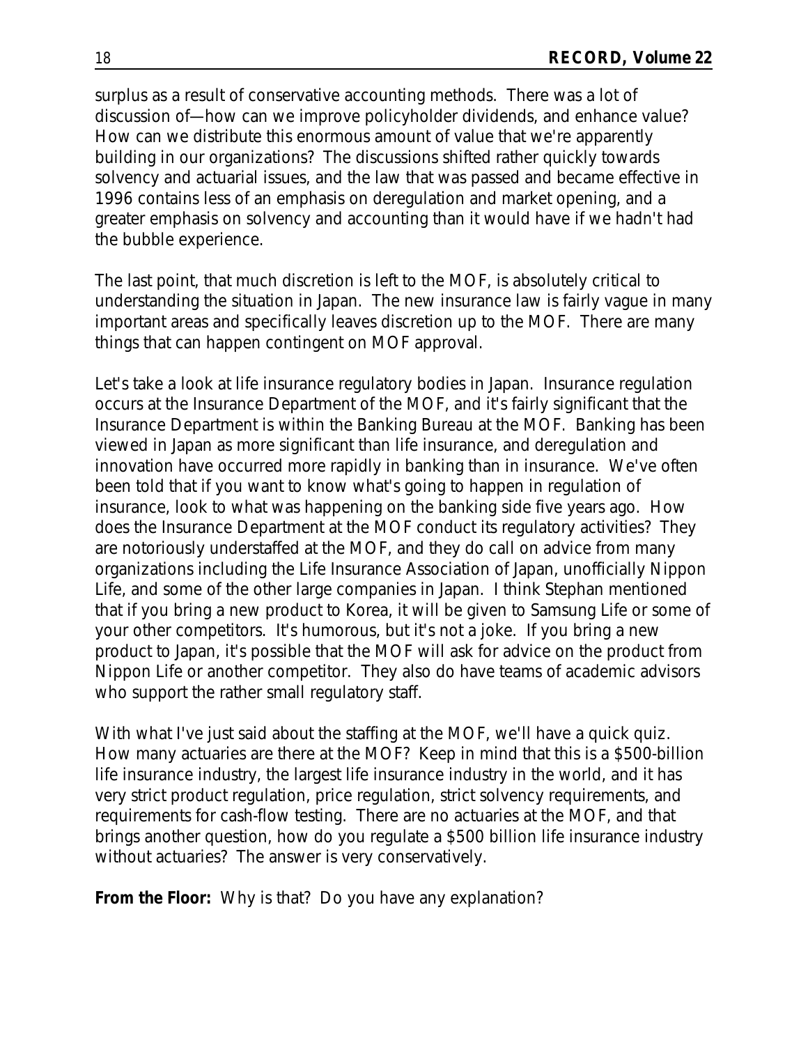surplus as a result of conservative accounting methods. There was a lot of discussion of—how can we improve policyholder dividends, and enhance value? How can we distribute this enormous amount of value that we're apparently building in our organizations? The discussions shifted rather quickly towards solvency and actuarial issues, and the law that was passed and became effective in 1996 contains less of an emphasis on deregulation and market opening, and a greater emphasis on solvency and accounting than it would have if we hadn't had the bubble experience.

The last point, that much discretion is left to the MOF, is absolutely critical to understanding the situation in Japan. The new insurance law is fairly vague in many important areas and specifically leaves discretion up to the MOF. There are many things that can happen contingent on MOF approval.

Let's take a look at life insurance regulatory bodies in Japan. Insurance regulation occurs at the Insurance Department of the MOF, and it's fairly significant that the Insurance Department is within the Banking Bureau at the MOF. Banking has been viewed in Japan as more significant than life insurance, and deregulation and innovation have occurred more rapidly in banking than in insurance. We've often been told that if you want to know what's going to happen in regulation of insurance, look to what was happening on the banking side five years ago. How does the Insurance Department at the MOF conduct its regulatory activities? They are notoriously understaffed at the MOF, and they do call on advice from many organizations including the Life Insurance Association of Japan, unofficially Nippon Life, and some of the other large companies in Japan. I think Stephan mentioned that if you bring a new product to Korea, it will be given to Samsung Life or some of your other competitors. It's humorous, but it's not a joke. If you bring a new product to Japan, it's possible that the MOF will ask for advice on the product from Nippon Life or another competitor. They also do have teams of academic advisors who support the rather small regulatory staff.

With what I've just said about the staffing at the MOF, we'll have a quick quiz. How many actuaries are there at the MOF? Keep in mind that this is a $500-billion life insurance industry, the largest life insurance industry in the world, and it has very strict product regulation, price regulation, strict solvency requirements, and requirements for cash-flow testing. There are no actuaries at the MOF, and that brings another question, how do you regulate a $500 billion life insurance industry without actuaries? The answer is very conservatively.

**From the Floor:** Why is that? Do you have any explanation?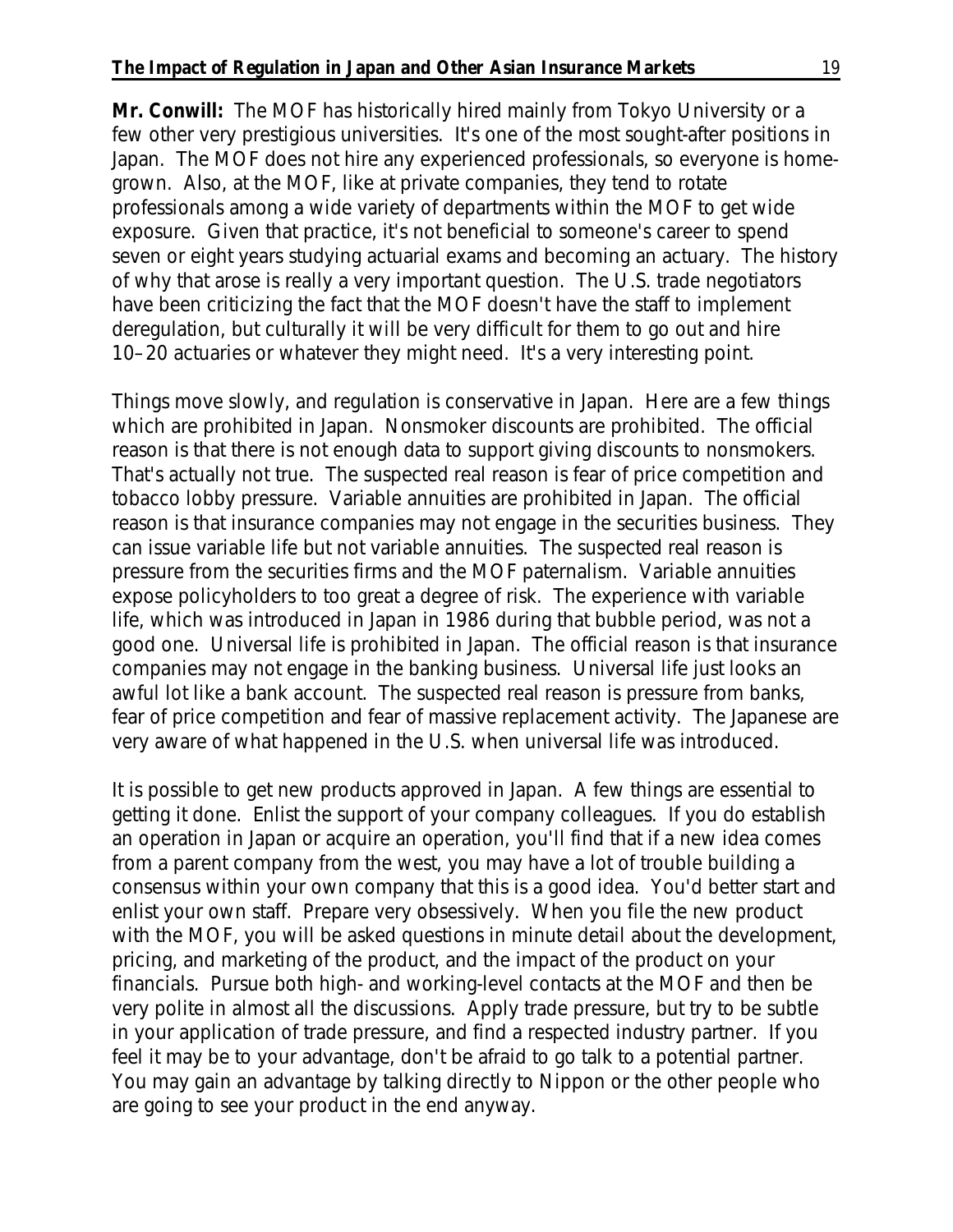**Mr. Conwill:** The MOF has historically hired mainly from Tokyo University or a few other very prestigious universities. It's one of the most sought-after positions in Japan. The MOF does not hire any experienced professionals, so everyone is home-grown. Also, at the MOF, like at private companies, they tend to rotate professionals among a wide variety of departments within the MOF to get wide exposure. Given that practice, it's not beneficial to someone's career to spend seven or eight years studying actuarial exams and becoming an actuary. The history of why that arose is really a very important question. The U.S. trade negotiators have been criticizing the fact that the MOF doesn't have the staff to implement deregulation, but culturally it will be very difficult for them to go out and hire 10–20 actuaries or whatever they might need. It's a very interesting point.

Things move slowly, and regulation is conservative in Japan. Here are a few things which are prohibited in Japan. Nonsmoker discounts are prohibited. The official reason is that there is not enough data to support giving discounts to nonsmokers. That's actually not true. The suspected real reason is fear of price competition and tobacco lobby pressure. Variable annuities are prohibited in Japan. The official reason is that insurance companies may not engage in the securities business. They can issue variable life but not variable annuities. The suspected real reason is pressure from the securities firms and the MOF paternalism. Variable annuities expose policyholders to too great a degree of risk. The experience with variable life, which was introduced in Japan in 1986 during that bubble period, was not a good one. Universal life is prohibited in Japan. The official reason is that insurance companies may not engage in the banking business. Universal life just looks an awful lot like a bank account. The suspected real reason is pressure from banks, fear of price competition and fear of massive replacement activity. The Japanese are very aware of what happened in the U.S. when universal life was introduced.

It is possible to get new products approved in Japan. A few things are essential to getting it done. Enlist the support of your company colleagues. If you do establish an operation in Japan or acquire an operation, you'll find that if a new idea comes from a parent company from the west, you may have a lot of trouble building a consensus within your own company that this is a good idea. You'd better start and enlist your own staff. Prepare very obsessively. When you file the new product with the MOF, you will be asked questions in minute detail about the development, pricing, and marketing of the product, and the impact of the product on your financials. Pursue both high- and working-level contacts at the MOF and then be very polite in almost all the discussions. Apply trade pressure, but try to be subtle in your application of trade pressure, and find a respected industry partner. If you feel it may be to your advantage, don't be afraid to go talk to a potential partner. You may gain an advantage by talking directly to Nippon or the other people who are going to see your product in the end anyway.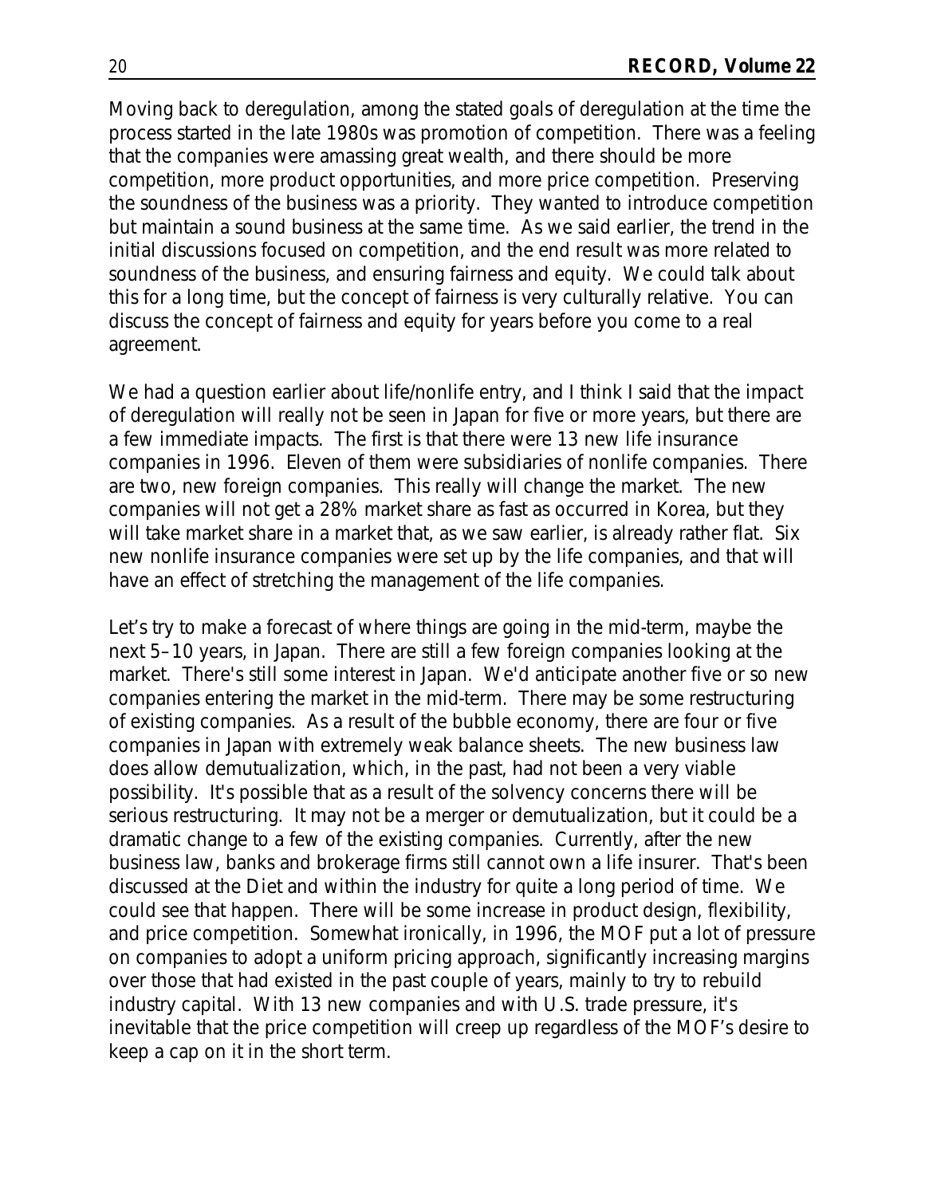Moving back to deregulation, among the stated goals of deregulation at the time the process started in the late 1980s was promotion of competition. There was a feeling that the companies were amassing great wealth, and there should be more competition, more product opportunities, and more price competition. Preserving the soundness of the business was a priority. They wanted to introduce competition but maintain a sound business at the same time. As we said earlier, the trend in the initial discussions focused on competition, and the end result was more related to soundness of the business, and ensuring fairness and equity. We could talk about this for a long time, but the concept of fairness is very culturally relative. You can discuss the concept of fairness and equity for years before you come to a real agreement.

We had a question earlier about life/nonlife entry, and I think I said that the impact of deregulation will really not be seen in Japan for five or more years, but there are a few immediate impacts. The first is that there were 13 new life insurance companies in 1996. Eleven of them were subsidiaries of nonlife companies. There are two, new foreign companies. This really will change the market. The new companies will not get a 28% market share as fast as occurred in Korea, but they will take market share in a market that, as we saw earlier, is already rather flat. Six new nonlife insurance companies were set up by the life companies, and that will have an effect of stretching the management of the life companies.

Let's try to make a forecast of where things are going in the mid-term, maybe the next 5–10 years, in Japan. There are still a few foreign companies looking at the market. There's still some interest in Japan. We'd anticipate another five or so new companies entering the market in the mid-term. There may be some restructuring of existing companies. As a result of the bubble economy, there are four or five companies in Japan with extremely weak balance sheets. The new business law does allow demutualization, which, in the past, had not been a very viable possibility. It's possible that as a result of the solvency concerns there will be serious restructuring. It may not be a merger or demutualization, but it could be a dramatic change to a few of the existing companies. Currently, after the new business law, banks and brokerage firms still cannot own a life insurer. That's been discussed at the Diet and within the industry for quite a long period of time. We could see that happen. There will be some increase in product design, flexibility, and price competition. Somewhat ironically, in 1996, the MOF put a lot of pressure on companies to adopt a uniform pricing approach, significantly increasing margins over those that had existed in the past couple of years, mainly to try to rebuild industry capital. With 13 new companies and with U.S. trade pressure, it's inevitable that the price competition will creep up regardless of the MOF's desire to keep a cap on it in the short term.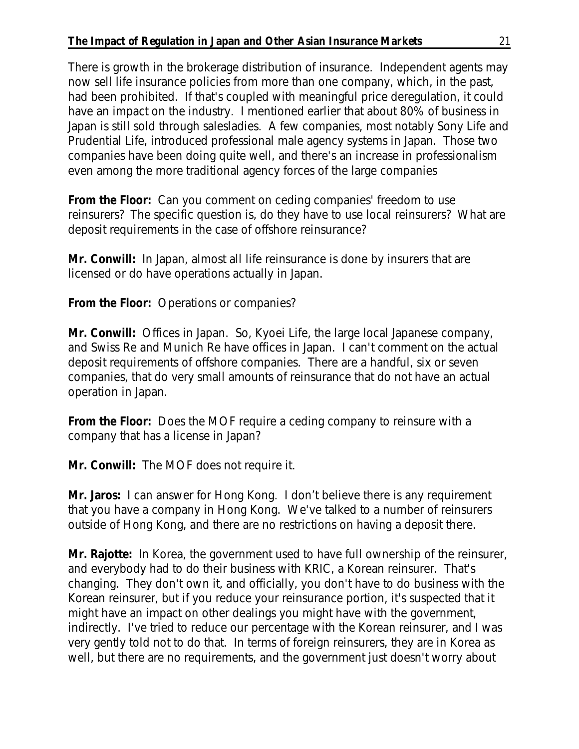There is growth in the brokerage distribution of insurance. Independent agents may now sell life insurance policies from more than one company, which, in the past, had been prohibited. If that's coupled with meaningful price deregulation, it could have an impact on the industry. I mentioned earlier that about 80% of business in Japan is still sold through salesladies. A few companies, most notably Sony Life and Prudential Life, introduced professional male agency systems in Japan. Those two companies have been doing quite well, and there's an increase in professionalism even among the more traditional agency forces of the large companies

**From the Floor:** Can you comment on ceding companies' freedom to use reinsurers? The specific question is, do they have to use local reinsurers? What are deposit requirements in the case of offshore reinsurance?

**Mr. Conwill:** In Japan, almost all life reinsurance is done by insurers that are licensed or do have operations actually in Japan.

**From the Floor:** Operations or companies?

**Mr. Conwill:** Offices in Japan. So, Kyoei Life, the large local Japanese company, and Swiss Re and Munich Re have offices in Japan. I can't comment on the actual deposit requirements of offshore companies. There are a handful, six or seven companies, that do very small amounts of reinsurance that do not have an actual operation in Japan.

**From the Floor:** Does the MOF require a ceding company to reinsure with a company that has a license in Japan?

**Mr. Conwill:** The MOF does not require it.

**Mr. Jaros:** I can answer for Hong Kong. I don't believe there is any requirement that you have a company in Hong Kong. We've talked to a number of reinsurers outside of Hong Kong, and there are no restrictions on having a deposit there.

**Mr. Rajotte:** In Korea, the government used to have full ownership of the reinsurer, and everybody had to do their business with KRIC, a Korean reinsurer. That's changing. They don't own it, and officially, you don't have to do business with the Korean reinsurer, but if you reduce your reinsurance portion, it's suspected that it might have an impact on other dealings you might have with the government, indirectly. I've tried to reduce our percentage with the Korean reinsurer, and I was very gently told not to do that. In terms of foreign reinsurers, they are in Korea as well, but there are no requirements, and the government just doesn't worry about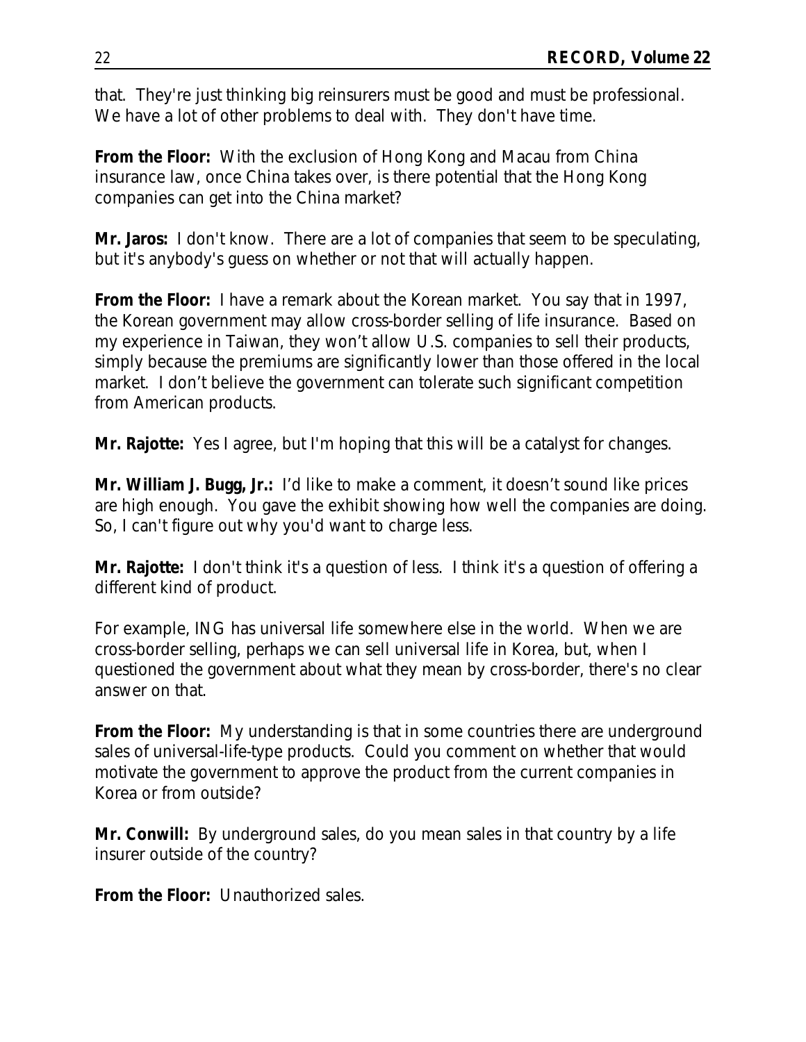that. They're just thinking big reinsurers must be good and must be professional. We have a lot of other problems to deal with. They don't have time.

**From the Floor:** With the exclusion of Hong Kong and Macau from China insurance law, once China takes over, is there potential that the Hong Kong companies can get into the China market?

**Mr. Jaros:** I don't know. There are a lot of companies that seem to be speculating, but it's anybody's guess on whether or not that will actually happen.

**From the Floor:** I have a remark about the Korean market. You say that in 1997, the Korean government may allow cross-border selling of life insurance. Based on my experience in Taiwan, they won't allow U.S. companies to sell their products, simply because the premiums are significantly lower than those offered in the local market. I don't believe the government can tolerate such significant competition from American products.

**Mr. Rajotte:** Yes I agree, but I'm hoping that this will be a catalyst for changes.

**Mr. William J. Bugg, Jr.:** I'd like to make a comment, it doesn't sound like prices are high enough. You gave the exhibit showing how well the companies are doing. So, I can't figure out why you'd want to charge less.

**Mr. Rajotte:** I don't think it's a question of less. I think it's a question of offering a different kind of product.

For example, ING has universal life somewhere else in the world. When we are cross-border selling, perhaps we can sell universal life in Korea, but, when I questioned the government about what they mean by cross-border, there's no clear answer on that.

**From the Floor:** My understanding is that in some countries there are underground sales of universal-life-type products. Could you comment on whether that would motivate the government to approve the product from the current companies in Korea or from outside?

**Mr. Conwill:** By underground sales, do you mean sales in that country by a life insurer outside of the country?

**From the Floor:** Unauthorized sales.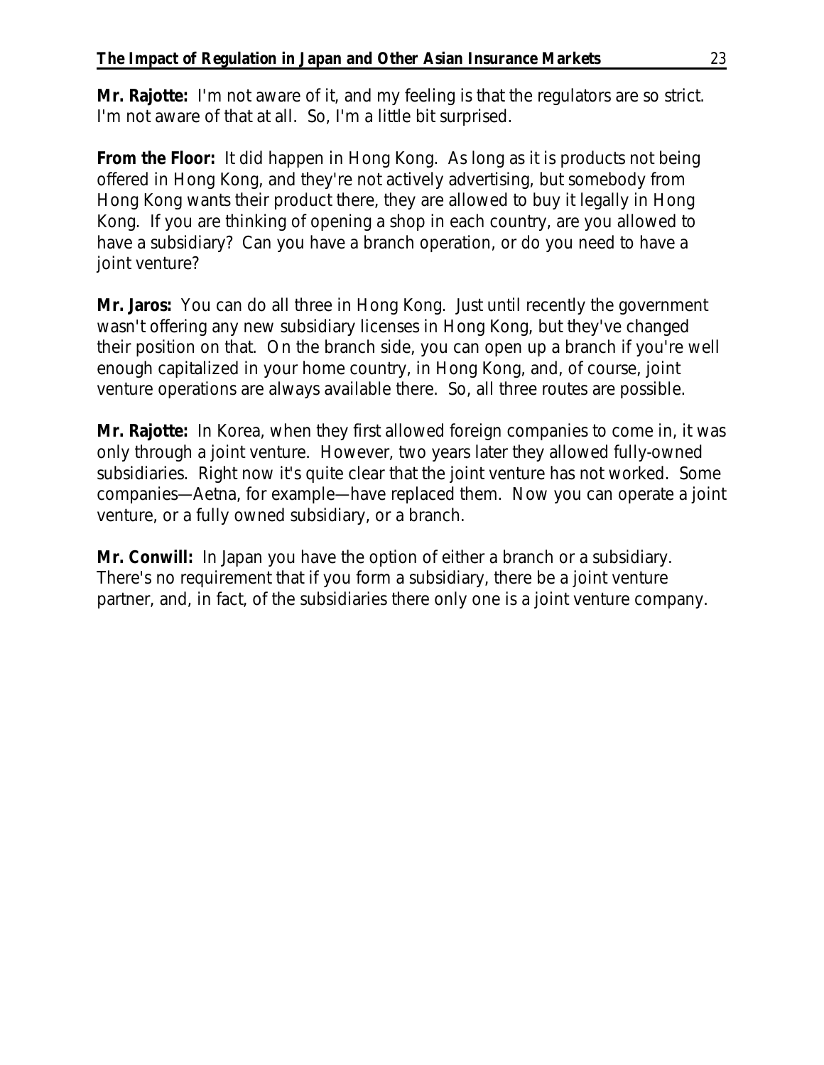**Mr. Rajotte:** I'm not aware of it, and my feeling is that the regulators are so strict. I'm not aware of that at all. So, I'm a little bit surprised.

**From the Floor:** It did happen in Hong Kong. As long as it is products not being offered in Hong Kong, and they're not actively advertising, but somebody from Hong Kong wants their product there, they are allowed to buy it legally in Hong Kong. If you are thinking of opening a shop in each country, are you allowed to have a subsidiary? Can you have a branch operation, or do you need to have a joint venture?

**Mr. Jaros:** You can do all three in Hong Kong. Just until recently the government wasn't offering any new subsidiary licenses in Hong Kong, but they've changed their position on that. On the branch side, you can open up a branch if you're well enough capitalized in your home country, in Hong Kong, and, of course, joint venture operations are always available there. So, all three routes are possible.

**Mr. Rajotte:** In Korea, when they first allowed foreign companies to come in, it was only through a joint venture. However, two years later they allowed fully-owned subsidiaries. Right now it's quite clear that the joint venture has not worked. Some companies—Aetna, for example—have replaced them. Now you can operate a joint venture, or a fully owned subsidiary, or a branch.

**Mr. Conwill:** In Japan you have the option of either a branch or a subsidiary. There's no requirement that if you form a subsidiary, there be a joint venture partner, and, in fact, of the subsidiaries there only one is a joint venture company.